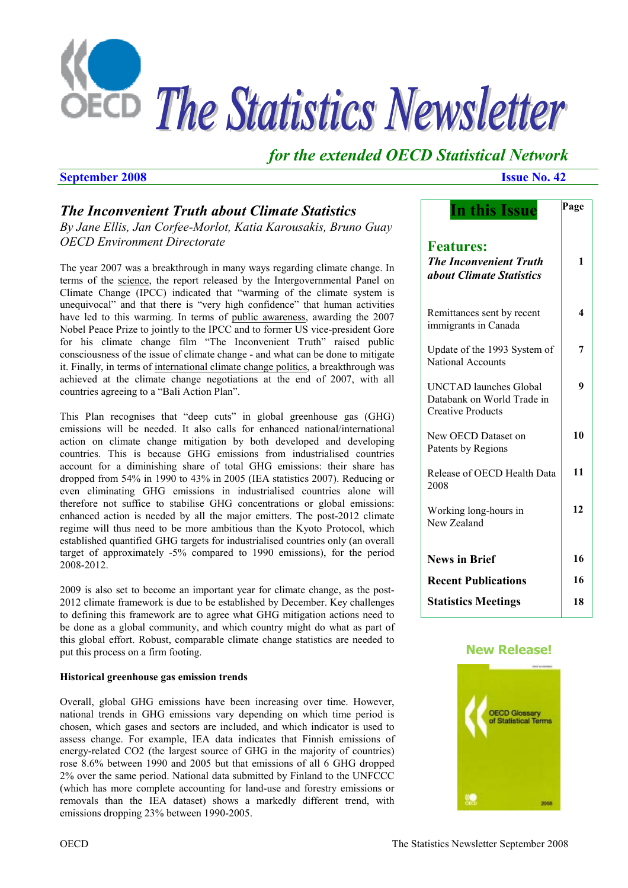# The Statistics Newsletter

*for the extended OECD Statistical Network*

**September 2008** **Issue No. 42**

## *The Inconvenient Truth about Climate Statistics*

*By Jane Ellis, Jan Corfee-Morlot, Katia Karousakis, Bruno Guay*
*OECD Environment Directorate*

The year 2007 was a breakthrough in many ways regarding climate change. In terms of the science, the report released by the Intergovernmental Panel on Climate Change (IPCC) indicated that "warming of the climate system is unequivocal" and that there is "very high confidence" that human activities have led to this warming. In terms of public awareness, awarding the 2007 Nobel Peace Prize to jointly to the IPCC and to former US vice-president Gore for his climate change film "The Inconvenient Truth" raised public consciousness of the issue of climate change - and what can be done to mitigate it. Finally, in terms of international climate change politics, a breakthrough was achieved at the climate change negotiations at the end of 2007, with all countries agreeing to a "Bali Action Plan".

This Plan recognises that "deep cuts" in global greenhouse gas (GHG) emissions will be needed. It also calls for enhanced national/international action on climate change mitigation by both developed and developing countries. This is because GHG emissions from industrialised countries account for a diminishing share of total GHG emissions: their share has dropped from 54% in 1990 to 43% in 2005 (IEA statistics 2007). Reducing or even eliminating GHG emissions in industrialised countries alone will therefore not suffice to stabilise GHG concentrations or global emissions: enhanced action is needed by all the major emitters. The post-2012 climate regime will thus need to be more ambitious than the Kyoto Protocol, which established quantified GHG targets for industrialised countries only (an overall target of approximately -5% compared to 1990 emissions), for the period 2008-2012.

2009 is also set to become an important year for climate change, as the post-2012 climate framework is due to be established by December. Key challenges to defining this framework are to agree what GHG mitigation actions need to be done as a global community, and which country might do what as part of this global effort. Robust, comparable climate change statistics are needed to put this process on a firm footing.

**Historical greenhouse gas emission trends**

Overall, global GHG emissions have been increasing over time. However, national trends in GHG emissions vary depending on which time period is chosen, which gases and sectors are included, and which indicator is used to assess change. For example, IEA data indicates that Finnish emissions of energy-related $CO_2$ (the largest source of GHG in the majority of countries) rose 8.6% between 1990 and 2005 but that emissions of all 6 GHG dropped 2% over the same period. National data submitted by Finland to the UNFCCC (which has more complete accounting for land-use and forestry emissions or removals than the IEA dataset) shows a markedly different trend, with emissions dropping 23% between 1990-2005.

## In this Issue

| | Page |
|---|---|
| **Features:** | |
| ***The Inconvenient Truth about Climate Statistics*** | 1 |
| Remittances sent by recent immigrants in Canada | 4 |
| Update of the 1993 System of National Accounts | 7 |
| UNCTAD launches Global Databank on World Trade in Creative Products | 9 |
| New OECD Dataset on Patents by Regions | 10 |
| Release of OECD Health Data 2008 | 11 |
| Working long-hours in New Zealand | 12 |
| **News in Brief** | 16 |
| **Recent Publications** | 16 |
| **Statistics Meetings** | 18 |

**New Release!**

OECD Glossary of Statistical Terms 2008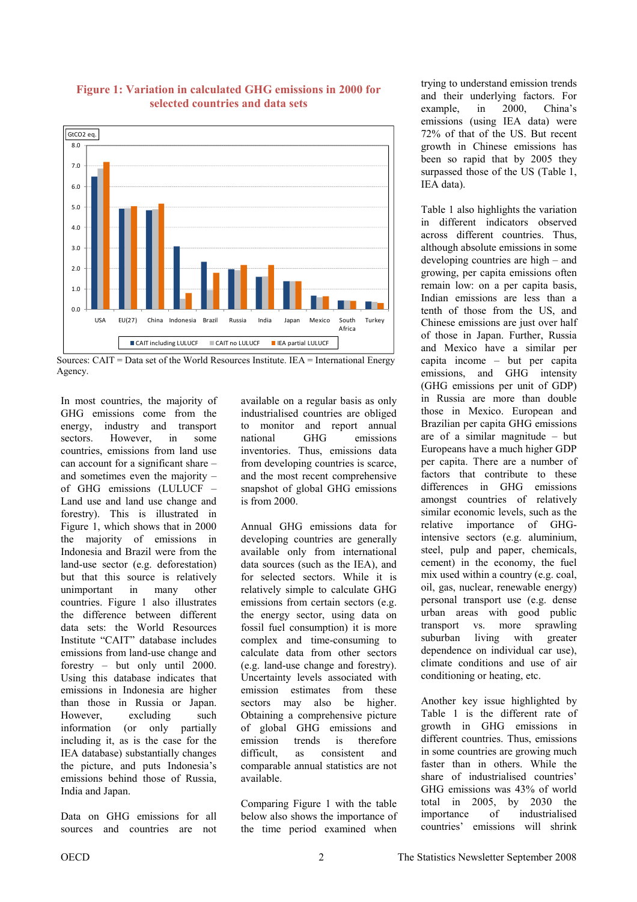**Figure 1: Variation in calculated GHG emissions in 2000 for selected countries and data sets**

Sources: CAIT = Data set of the World Resources Institute. IEA = International Energy Agency.

In most countries, the majority of GHG emissions come from the energy, industry and transport sectors. However, in some countries, emissions from land use can account for a significant share – and sometimes even the majority – of GHG emissions (LULUCF – Land use and land use change and forestry). This is illustrated in Figure 1, which shows that in 2000 the majority of emissions in Indonesia and Brazil were from the land-use sector (e.g. deforestation) but that this source is relatively unimportant in many other countries. Figure 1 also illustrates the difference between different data sets: the World Resources Institute "CAIT" database includes emissions from land-use change and forestry – but only until 2000. Using this database indicates that emissions in Indonesia are higher than those in Russia or Japan. However, excluding such information (or only partially including it, as is the case for the IEA database) substantially changes the picture, and puts Indonesia's emissions behind those of Russia, India and Japan.

Data on GHG emissions for all sources and countries are not available on a regular basis as only industrialised countries are obliged to monitor and report annual national GHG emissions inventories. Thus, emissions data from developing countries is scarce, and the most recent comprehensive snapshot of global GHG emissions is from 2000.

Annual GHG emissions data for developing countries are generally available only from international data sources (such as the IEA), and for selected sectors. While it is relatively simple to calculate GHG emissions from certain sectors (e.g. the energy sector, using data on fossil fuel consumption) it is more complex and time-consuming to calculate data from other sectors (e.g. land-use change and forestry). Uncertainty levels associated with emission estimates from these sectors may also be higher. Obtaining a comprehensive picture of global GHG emissions and emission trends is therefore difficult, as consistent and comparable annual statistics are not available.

Comparing Figure 1 with the table below also shows the importance of the time period examined when trying to understand emission trends and their underlying factors. For example, in 2000, China's emissions (using IEA data) were 72% of that of the US. But recent growth in Chinese emissions has been so rapid that by 2005 they surpassed those of the US (Table 1, IEA data).

Table 1 also highlights the variation in different indicators observed across different countries. Thus, although absolute emissions in some developing countries are high – and growing, per capita emissions often remain low: on a per capita basis, Indian emissions are less than a tenth of those from the US, and Chinese emissions are just over half of those in Japan. Further, Russia and Mexico have a similar per capita income – but per capita emissions, and GHG intensity (GHG emissions per unit of GDP) in Russia are more than double those in Mexico. European and Brazilian per capita GHG emissions are of a similar magnitude – but Europeans have a much higher GDP per capita. There are a number of factors that contribute to these differences in GHG emissions amongst countries of relatively similar economic levels, such as the relative importance of GHG-intensive sectors (e.g. aluminium, steel, pulp and paper, chemicals, cement) in the economy, the fuel mix used within a country (e.g. coal, oil, gas, nuclear, renewable energy) personal transport use (e.g. dense urban areas with good public transport vs. more sprawling suburban living with greater dependence on individual car use), climate conditions and use of air conditioning or heating, etc.

Another key issue highlighted by Table 1 is the different rate of growth in GHG emissions in different countries. Thus, emissions in some countries are growing much faster than in others. While the share of industrialised countries' GHG emissions was 43% of world total in 2005, by 2030 the importance of industrialised countries' emissions will shrink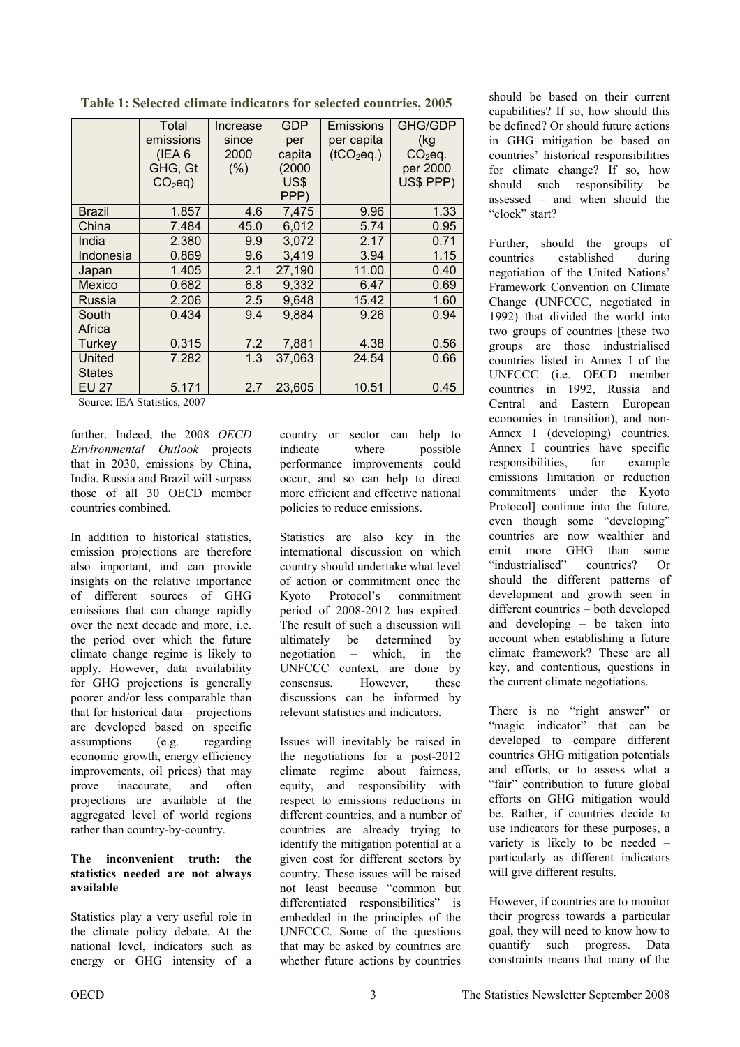**Table 1: Selected climate indicators for selected countries, 2005**

| | Total emissions (IEA 6 GHG, Gt $CO_2$eq) | Increase since 2000 (%) | GDP per capita (2000 US$ PPP) | Emissions per capita ($tCO_2$eq.) | GHG/GDP (kg $CO_2$eq. per 2000 US$ PPP) |
|---|---|---|---|---|---|
| Brazil | 1.857 | 4.6 | 7,475 | 9.96 | 1.33 |
| China | 7.484 | 45.0 | 6,012 | 5.74 | 0.95 |
| India | 2.380 | 9.9 | 3,072 | 2.17 | 0.71 |
| Indonesia | 0.869 | 9.6 | 3,419 | 3.94 | 1.15 |
| Japan | 1.405 | 2.1 | 27,190 | 11.00 | 0.40 |
| Mexico | 0.682 | 6.8 | 9,332 | 6.47 | 0.69 |
| Russia | 2.206 | 2.5 | 9,648 | 15.42 | 1.60 |
| South Africa | 0.434 | 9.4 | 9,884 | 9.26 | 0.94 |
| Turkey | 0.315 | 7.2 | 7,881 | 4.38 | 0.56 |
| United States | 7.282 | 1.3 | 37,063 | 24.54 | 0.66 |
| EU 27 | 5.171 | 2.7 | 23,605 | 10.51 | 0.45 |

Source: IEA Statistics, 2007

further. Indeed, the 2008 *OECD Environmental Outlook* projects that in 2030, emissions by China, India, Russia and Brazil will surpass those of all 30 OECD member countries combined.

In addition to historical statistics, emission projections are therefore also important, and can provide insights on the relative importance of different sources of GHG emissions that can change rapidly over the next decade and more, i.e. the period over which the future climate change regime is likely to apply. However, data availability for GHG projections is generally poorer and/or less comparable than that for historical data – projections are developed based on specific assumptions (e.g. regarding economic growth, energy efficiency improvements, oil prices) that may prove inaccurate, and often projections are available at the aggregated level of world regions rather than country-by-country.

**The inconvenient truth: the statistics needed are not always available**

Statistics play a very useful role in the climate policy debate. At the national level, indicators such as energy or GHG intensity of a country or sector can help to indicate where possible performance improvements could occur, and so can help to direct more efficient and effective national policies to reduce emissions.

Statistics are also key in the international discussion on which country should undertake what level of action or commitment once the Kyoto Protocol's commitment period of 2008-2012 has expired. The result of such a discussion will ultimately be determined by negotiation – which, in the UNFCCC context, are done by consensus. However, these discussions can be informed by relevant statistics and indicators.

Issues will inevitably be raised in the negotiations for a post-2012 climate regime about fairness, equity, and responsibility with respect to emissions reductions in different countries, and a number of countries are already trying to identify the mitigation potential at a given cost for different sectors by country. These issues will be raised not least because "common but differentiated responsibilities" is embedded in the principles of the UNFCCC. Some of the questions that may be asked by countries are whether future actions by countries should be based on their current capabilities? If so, how should this be defined? Or should future actions in GHG mitigation be based on countries' historical responsibilities for climate change? If so, how should such responsibility be assessed – and when should the "clock" start?

Further, should the groups of countries established during negotiation of the United Nations' Framework Convention on Climate Change (UNFCCC, negotiated in 1992) that divided the world into two groups of countries [these two groups are those industrialised countries listed in Annex I of the UNFCCC (i.e. OECD member countries in 1992, Russia and Central and Eastern European economies in transition), and non-Annex I (developing) countries. Annex I countries have specific responsibilities, for example emissions limitation or reduction commitments under the Kyoto Protocol] continue into the future, even though some "developing" countries are now wealthier and emit more GHG than some "industrialised" countries? Or should the different patterns of development and growth seen in different countries – both developed and developing – be taken into account when establishing a future climate framework? These are all key, and contentious, questions in the current climate negotiations.

There is no "right answer" or "magic indicator" that can be developed to compare different countries GHG mitigation potentials and efforts, or to assess what a "fair" contribution to future global efforts on GHG mitigation would be. Rather, if countries decide to use indicators for these purposes, a variety is likely to be needed – particularly as different indicators will give different results.

However, if countries are to monitor their progress towards a particular goal, they will need to know how to quantify such progress. Data constraints means that many of the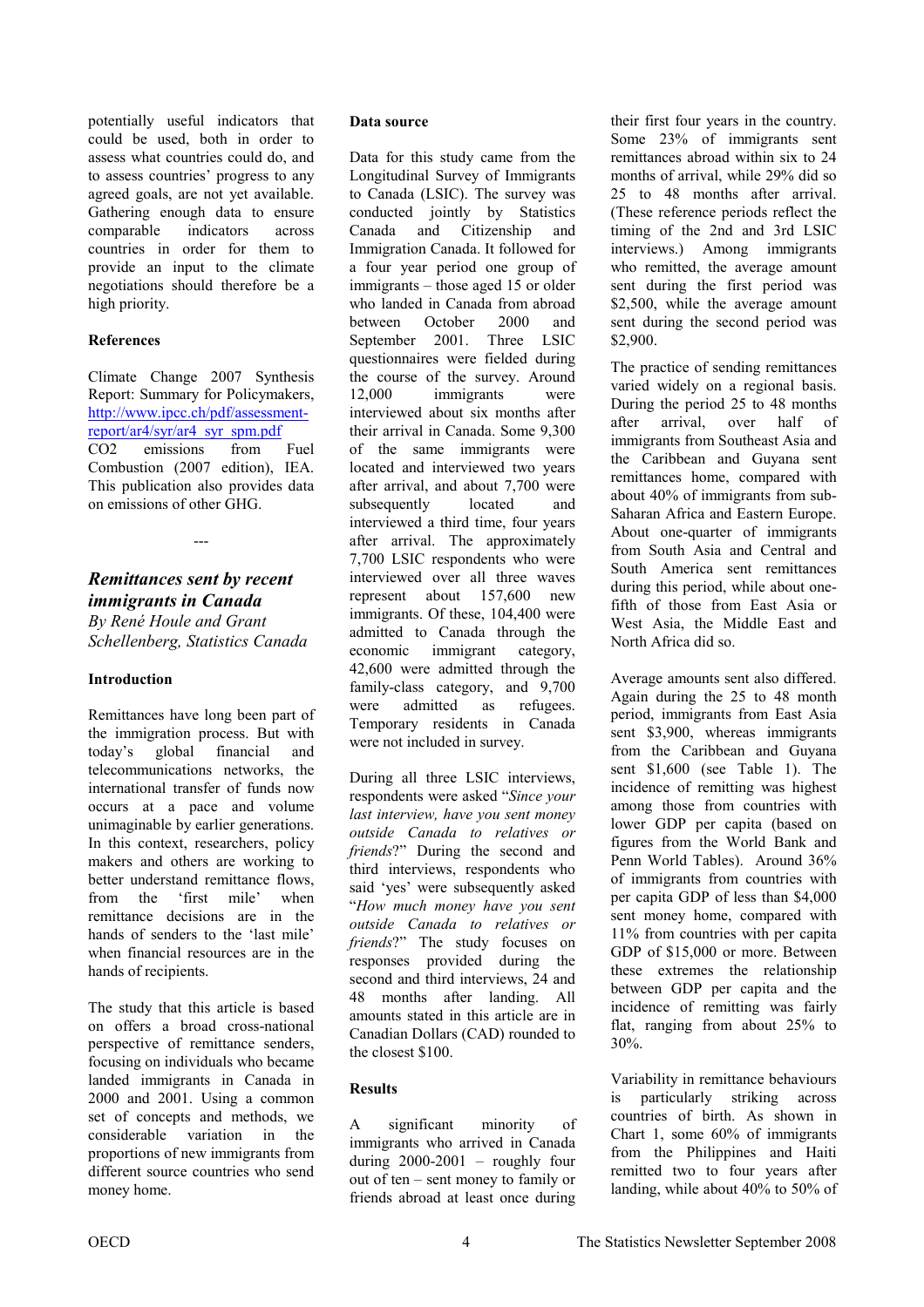potentially useful indicators that could be used, both in order to assess what countries could do, and to assess countries' progress to any agreed goals, are not yet available. Gathering enough data to ensure comparable indicators across countries in order for them to provide an input to the climate negotiations should therefore be a high priority.

### References

Climate Change 2007 Synthesis Report: Summary for Policymakers, http://www.ipcc.ch/pdf/assessment-report/ar4/syr/ar4_syr_spm.pdf

$CO_2$ emissions from Fuel Combustion (2007 edition), IEA. This publication also provides data on emissions of other GHG.

---

## *Remittances sent by recent immigrants in Canada*

*By René Houle and Grant Schellenberg, Statistics Canada*

### Introduction

Remittances have long been part of the immigration process. But with today's global financial and telecommunications networks, the international transfer of funds now occurs at a pace and volume unimaginable by earlier generations. In this context, researchers, policy makers and others are working to better understand remittance flows, from the 'first mile' when remittance decisions are in the hands of senders to the 'last mile' when financial resources are in the hands of recipients.

The study that this article is based on offers a broad cross-national perspective of remittance senders, focusing on individuals who became landed immigrants in Canada in 2000 and 2001. Using a common set of concepts and methods, we considerable variation in the proportions of new immigrants from different source countries who send money home.

### Data source

Data for this study came from the Longitudinal Survey of Immigrants to Canada (LSIC). The survey was conducted jointly by Statistics Canada and Citizenship and Immigration Canada. It followed for a four year period one group of immigrants – those aged 15 or older who landed in Canada from abroad between October 2000 and September 2001. Three LSIC questionnaires were fielded during the course of the survey. Around 12,000 immigrants were interviewed about six months after their arrival in Canada. Some 9,300 of the same immigrants were located and interviewed two years after arrival, and about 7,700 were subsequently located and interviewed a third time, four years after arrival. The approximately 7,700 LSIC respondents who were interviewed over all three waves represent about 157,600 new immigrants. Of these, 104,400 were admitted to Canada through the economic immigrant category, 42,600 were admitted through the family-class category, and 9,700 were admitted as refugees. Temporary residents in Canada were not included in survey.

During all three LSIC interviews, respondents were asked "*Since your last interview, have you sent money outside Canada to relatives or friends*?" During the second and third interviews, respondents who said 'yes' were subsequently asked "*How much money have you sent outside Canada to relatives or friends*?" The study focuses on responses provided during the second and third interviews, 24 and 48 months after landing. All amounts stated in this article are in Canadian Dollars (CAD) rounded to the closest $100.

### Results

A significant minority of immigrants who arrived in Canada during 2000-2001 – roughly four out of ten – sent money to family or friends abroad at least once during their first four years in the country. Some 23% of immigrants sent remittances abroad within six to 24 months of arrival, while 29% did so 25 to 48 months after arrival. (These reference periods reflect the timing of the 2nd and 3rd LSIC interviews.) Among immigrants who remitted, the average amount sent during the first period was $2,500, while the average amount sent during the second period was $2,900.

The practice of sending remittances varied widely on a regional basis. During the period 25 to 48 months after arrival, over half of immigrants from Southeast Asia and the Caribbean and Guyana sent remittances home, compared with about 40% of immigrants from sub-Saharan Africa and Eastern Europe. About one-quarter of immigrants from South Asia and Central and South America sent remittances during this period, while about one-fifth of those from East Asia or West Asia, the Middle East and North Africa did so.

Average amounts sent also differed. Again during the 25 to 48 month period, immigrants from East Asia sent $3,900, whereas immigrants from the Caribbean and Guyana sent $1,600 (see Table 1). The incidence of remitting was highest among those from countries with lower GDP per capita (based on figures from the World Bank and Penn World Tables). Around 36% of immigrants from countries with per capita GDP of less than $4,000 sent money home, compared with 11% from countries with per capita GDP of $15,000 or more. Between these extremes the relationship between GDP per capita and the incidence of remitting was fairly flat, ranging from about 25% to 30%.

Variability in remittance behaviours is particularly striking across countries of birth. As shown in Chart 1, some 60% of immigrants from the Philippines and Haiti remitted two to four years after landing, while about 40% to 50% of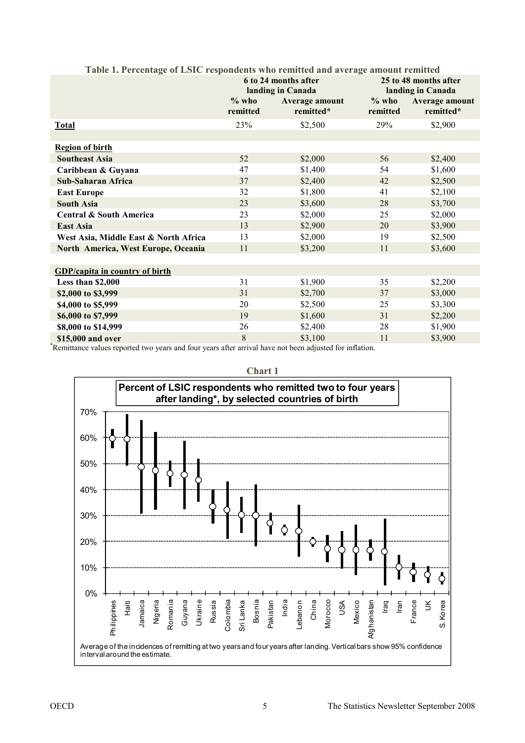**Table 1. Percentage of LSIC respondents who remitted and average amount remitted**

| | 6 to 24 months after landing in Canada | | 25 to 48 months after landing in Canada | |
|---|---|---|---|---|
| | % who remitted | Average amount remitted* | % who remitted | Average amount remitted* |
| **Total** | 23% | $2,500 | 29% | $2,900 |
| | | | | |
| **Region of birth** | | | | |
| **Southeast Asia** | 52 | $2,000 | 56 | $2,400 |
| **Caribbean & Guyana** | 47 | $1,400 | 54 | $1,600 |
| **Sub-Saharan Africa** | 37 | $2,400 | 42 | $2,500 |
| **East Europe** | 32 | $1,800 | 41 | $2,100 |
| **South Asia** | 23 | $3,600 | 28 | $3,700 |
| **Central & South America** | 23 | $2,000 | 25 | $2,000 |
| **East Asia** | 13 | $2,900 | 20 | $3,900 |
| **West Asia, Middle East & North Africa** | 13 | $2,000 | 19 | $2,500 |
| **North America, West Europe, Oceania** | 11 | $3,200 | 11 | $3,600 |
| | | | | |
| **GDP/capita in country of birth** | | | | |
| **Less than $2,000** | 31 | $1,900 | 35 | $2,200 |
| **$2,000 to $3,999** | 31 | $2,700 | 37 | $3,000 |
| **$4,000 to $5,999** | 20 | $2,500 | 25 | $3,300 |
| **$6,000 to $7,999** | 19 | $1,600 | 31 | $2,200 |
| **$8,000 to $14,999** | 26 | $2,400 | 28 | $1,900 |
| **$15,000 and over** | 8 | $3,100 | 11 | $3,900 |

*Remittance values reported two years and four years after arrival have not been adjusted for inflation.

**Chart 1**

**Percent of LSIC respondents who remitted two to four years after landing*, by selected countries of birth**

Average of the incidences of remitting at two years and four years after landing. Vertical bars show 95% confidence interval around the estimate.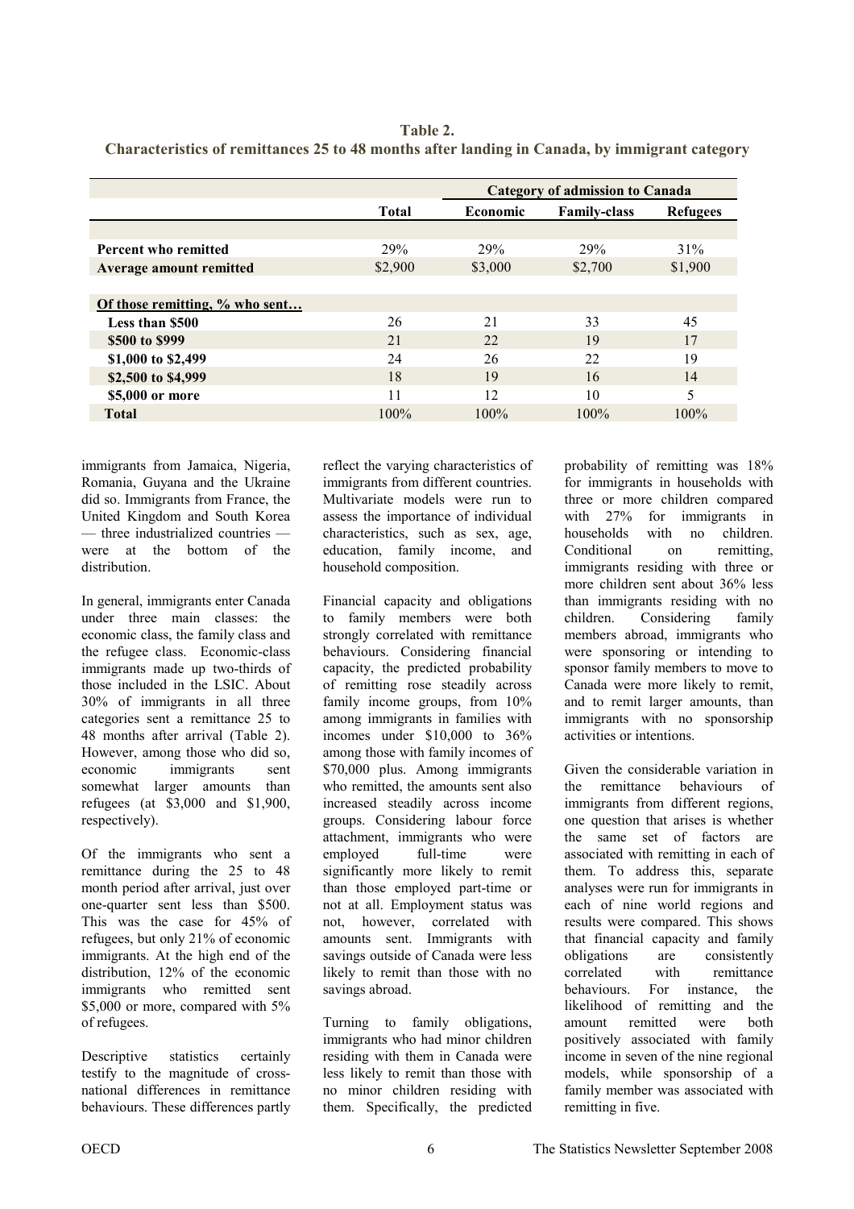**Table 2.**
**Characteristics of remittances 25 to 48 months after landing in Canada, by immigrant category**

| | | Category of admission to Canada | | |
|---|---|---|---|---|
| | **Total** | **Economic** | **Family-class** | **Refugees** |
| **Percent who remitted** | 29% | 29% | 29% | 31% |
| **Average amount remitted** | $2,900 | $3,000 | $2,700 | $1,900 |
| **Of those remitting, % who sent…** | | | | |
| **Less than $500** | 26 | 21 | 33 | 45 |
| **$500 to $999** | 21 | 22 | 19 | 17 |
| **$1,000 to $2,499** | 24 | 26 | 22 | 19 |
| **$2,500 to $4,999** | 18 | 19 | 16 | 14 |
| **$5,000 or more** | 11 | 12 | 10 | 5 |
| **Total** | 100% | 100% | 100% | 100% |

immigrants from Jamaica, Nigeria, Romania, Guyana and the Ukraine did so. Immigrants from France, the United Kingdom and South Korea — three industrialized countries — were at the bottom of the distribution.

In general, immigrants enter Canada under three main classes: the economic class, the family class and the refugee class. Economic-class immigrants made up two-thirds of those included in the LSIC. About 30% of immigrants in all three categories sent a remittance 25 to 48 months after arrival (Table 2). However, among those who did so, economic immigrants sent somewhat larger amounts than refugees (at $3,000 and $1,900, respectively).

Of the immigrants who sent a remittance during the 25 to 48 month period after arrival, just over one-quarter sent less than $500. This was the case for 45% of refugees, but only 21% of economic immigrants. At the high end of the distribution, 12% of the economic immigrants who remitted sent $5,000 or more, compared with 5% of refugees.

Descriptive statistics certainly testify to the magnitude of cross-national differences in remittance behaviours. These differences partly reflect the varying characteristics of immigrants from different countries. Multivariate models were run to assess the importance of individual characteristics, such as sex, age, education, family income, and household composition.

Financial capacity and obligations to family members were both strongly correlated with remittance behaviours. Considering financial capacity, the predicted probability of remitting rose steadily across family income groups, from 10% among immigrants in families with incomes under $10,000 to 36% among those with family incomes of $70,000 plus. Among immigrants who remitted, the amounts sent also increased steadily across income groups. Considering labour force attachment, immigrants who were employed full-time were significantly more likely to remit than those employed part-time or not at all. Employment status was not, however, correlated with amounts sent. Immigrants with savings outside of Canada were less likely to remit than those with no savings abroad.

Turning to family obligations, immigrants who had minor children residing with them in Canada were less likely to remit than those with no minor children residing with them. Specifically, the predicted probability of remitting was 18% for immigrants in households with three or more children compared with 27% for immigrants in households with no children. Conditional on remitting, immigrants residing with three or more children sent about 36% less than immigrants residing with no children. Considering family members abroad, immigrants who were sponsoring or intending to sponsor family members to move to Canada were more likely to remit, and to remit larger amounts, than immigrants with no sponsorship activities or intentions.

Given the considerable variation in the remittance behaviours of immigrants from different regions, one question that arises is whether the same set of factors are associated with remitting in each of them. To address this, separate analyses were run for immigrants in each of nine world regions and results were compared. This shows that financial capacity and family obligations are consistently correlated with remittance behaviours. For instance, the likelihood of remitting and the amount remitted were both positively associated with family income in seven of the nine regional models, while sponsorship of a family member was associated with remitting in five.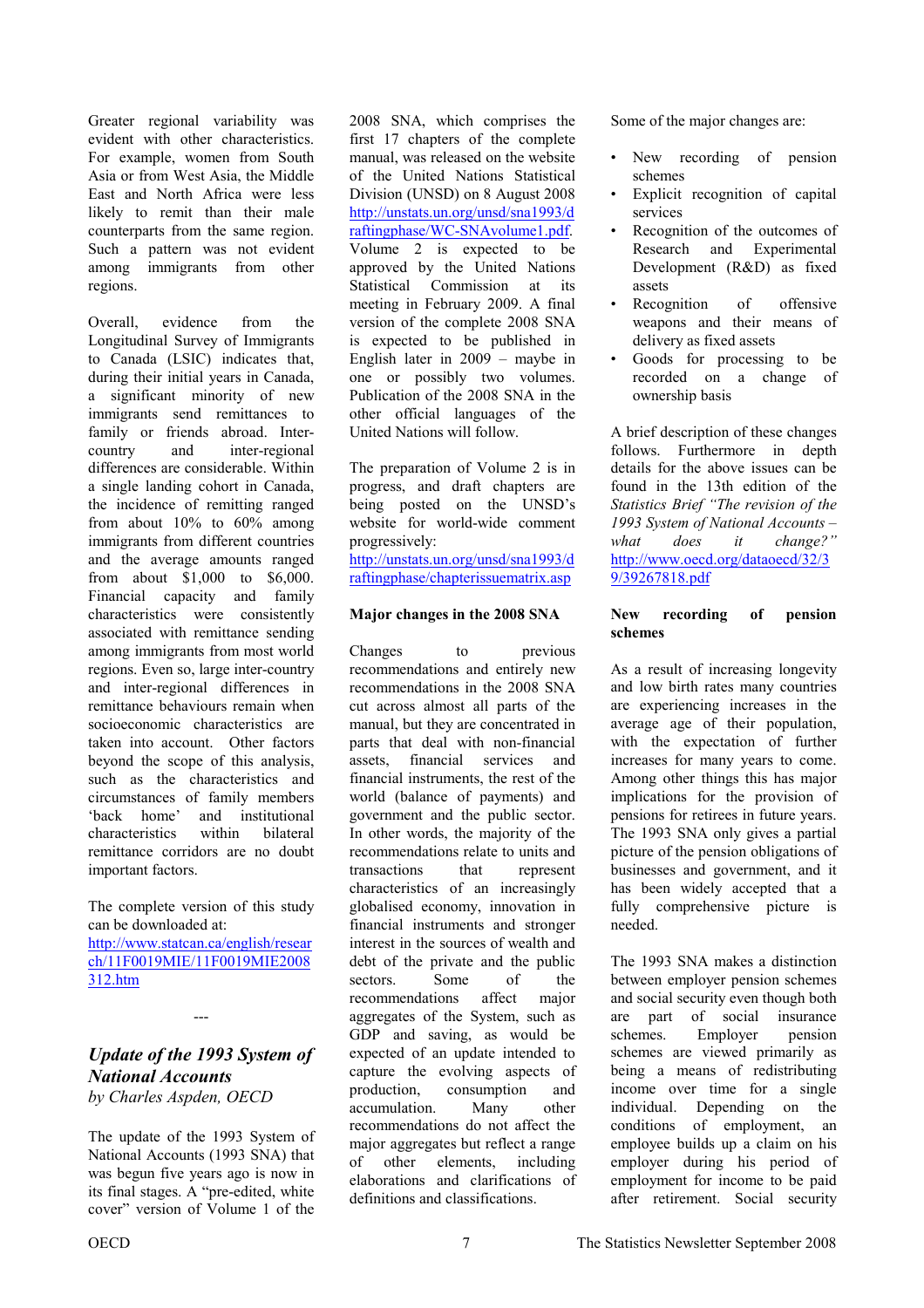Greater regional variability was evident with other characteristics. For example, women from South Asia or from West Asia, the Middle East and North Africa were less likely to remit than their male counterparts from the same region. Such a pattern was not evident among immigrants from other regions.

Overall, evidence from the Longitudinal Survey of Immigrants to Canada (LSIC) indicates that, during their initial years in Canada, a significant minority of new immigrants send remittances to family or friends abroad. Inter-country and inter-regional differences are considerable. Within a single landing cohort in Canada, the incidence of remitting ranged from about 10% to 60% among immigrants from different countries and the average amounts ranged from about $1,000 to $6,000. Financial capacity and family characteristics were consistently associated with remittance sending among immigrants from most world regions. Even so, large inter-country and inter-regional differences in remittance behaviours remain when socioeconomic characteristics are taken into account. Other factors beyond the scope of this analysis, such as the characteristics and circumstances of family members 'back home' and institutional characteristics within bilateral remittance corridors are no doubt important factors.

The complete version of this study can be downloaded at: http://www.statcan.ca/english/research/11F0019MIE/11F0019MIE2008312.htm

---

## *Update of the 1993 System of National Accounts*

*by Charles Aspden, OECD*

The update of the 1993 System of National Accounts (1993 SNA) that was begun five years ago is now in its final stages. A "pre-edited, white cover" version of Volume 1 of the 2008 SNA, which comprises the first 17 chapters of the complete manual, was released on the website of the United Nations Statistical Division (UNSD) on 8 August 2008 http://unstats.un.org/unsd/sna1993/draftingphase/WC-SNAvolume1.pdf. Volume 2 is expected to be approved by the United Nations Statistical Commission at its meeting in February 2009. A final version of the complete 2008 SNA is expected to be published in English later in 2009 – maybe in one or possibly two volumes. Publication of the 2008 SNA in the other official languages of the United Nations will follow.

The preparation of Volume 2 is in progress, and draft chapters are being posted on the UNSD's website for world-wide comment progressively: http://unstats.un.org/unsd/sna1993/draftingphase/chapterissuematrix.asp

**Major changes in the 2008 SNA**

Changes to previous recommendations and entirely new recommendations in the 2008 SNA cut across almost all parts of the manual, but they are concentrated in parts that deal with non-financial assets, financial services and financial instruments, the rest of the world (balance of payments) and government and the public sector. In other words, the majority of the recommendations relate to units and transactions that represent characteristics of an increasingly globalised economy, innovation in financial instruments and stronger interest in the sources of wealth and debt of the private and the public sectors. Some of the recommendations affect major aggregates of the System, such as GDP and saving, as would be expected of an update intended to capture the evolving aspects of production, consumption and accumulation. Many other recommendations do not affect the major aggregates but reflect a range of other elements, including elaborations and clarifications of definitions and classifications.

Some of the major changes are:

- New recording of pension schemes
- Explicit recognition of capital services
- Recognition of the outcomes of Research and Experimental Development (R&D) as fixed assets
- Recognition of offensive weapons and their means of delivery as fixed assets
- Goods for processing to be recorded on a change of ownership basis

A brief description of these changes follows. Furthermore in depth details for the above issues can be found in the 13th edition of the *Statistics Brief "The revision of the 1993 System of National Accounts – what does it change?"* http://www.oecd.org/dataoecd/32/39/39267818.pdf

**New recording of pension schemes**

As a result of increasing longevity and low birth rates many countries are experiencing increases in the average age of their population, with the expectation of further increases for many years to come. Among other things this has major implications for the provision of pensions for retirees in future years. The 1993 SNA only gives a partial picture of the pension obligations of businesses and government, and it has been widely accepted that a fully comprehensive picture is needed.

The 1993 SNA makes a distinction between employer pension schemes and social security even though both are part of social insurance schemes. Employer pension schemes are viewed primarily as being a means of redistributing income over time for a single individual. Depending on the conditions of employment, an employee builds up a claim on his employer during his period of employment for income to be paid after retirement. Social security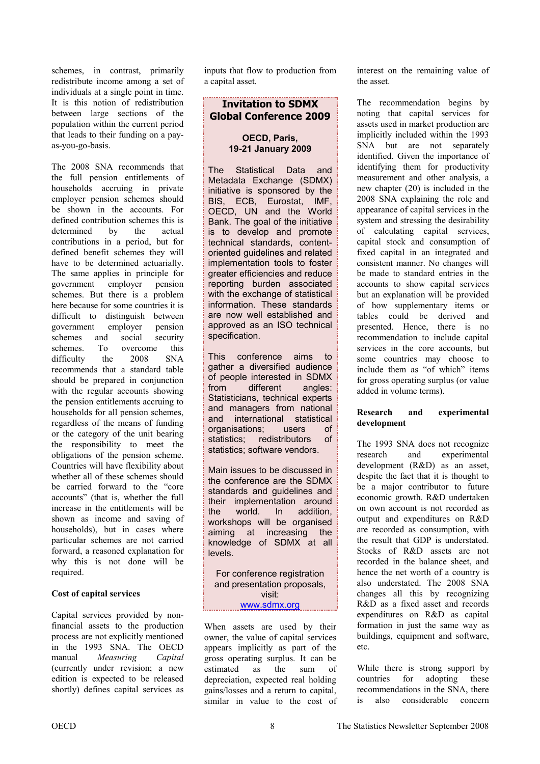schemes, in contrast, primarily redistribute income among a set of individuals at a single point in time. It is this notion of redistribution between large sections of the population within the current period that leads to their funding on a pay-as-you-go-basis.

The 2008 SNA recommends that the full pension entitlements of households accruing in private employer pension schemes should be shown in the accounts. For defined contribution schemes this is determined by the actual contributions in a period, but for defined benefit schemes they will have to be determined actuarially. The same applies in principle for government employer pension schemes. But there is a problem here because for some countries it is difficult to distinguish between government employer pension schemes and social security schemes. To overcome this difficulty the 2008 SNA recommends that a standard table should be prepared in conjunction with the regular accounts showing the pension entitlements accruing to households for all pension schemes, regardless of the means of funding or the category of the unit bearing the responsibility to meet the obligations of the pension scheme. Countries will have flexibility about whether all of these schemes should be carried forward to the "core accounts" (that is, whether the full increase in the entitlements will be shown as income and saving of households), but in cases where particular schemes are not carried forward, a reasoned explanation for why this is not done will be required.

**Cost of capital services**

Capital services provided by non-financial assets to the production process are not explicitly mentioned in the 1993 SNA. The OECD manual *Measuring Capital* (currently under revision; a new edition is expected to be released shortly) defines capital services as inputs that flow to production from a capital asset.

When assets are used by their owner, the value of capital services appears implicitly as part of the gross operating surplus. It can be estimated as the sum of depreciation, expected real holding gains/losses and a return to capital, similar in value to the cost of interest on the remaining value of the asset.

The recommendation begins by noting that capital services for assets used in market production are implicitly included within the 1993 SNA but are not separately identified. Given the importance of identifying them for productivity measurement and other analysis, a new chapter (20) is included in the 2008 SNA explaining the role and appearance of capital services in the system and stressing the desirability of calculating capital services, capital stock and consumption of fixed capital in an integrated and consistent manner. No changes will be made to standard entries in the accounts to show capital services but an explanation will be provided of how supplementary items or tables could be derived and presented. Hence, there is no recommendation to include capital services in the core accounts, but some countries may choose to include them as "of which" items for gross operating surplus (or value added in volume terms).

**Research and experimental development**

The 1993 SNA does not recognize research and experimental development (R&D) as an asset, despite the fact that it is thought to be a major contributor to future economic growth. R&D undertaken on own account is not recorded as output and expenditures on R&D are recorded as consumption, with the result that GDP is understated. Stocks of R&D assets are not recorded in the balance sheet, and hence the net worth of a country is also understated. The 2008 SNA changes all this by recognizing R&D as a fixed asset and records expenditures on R&D as capital formation in just the same way as buildings, equipment and software, etc.

While there is strong support by countries for adopting these recommendations in the SNA, there is also considerable concern

---

## Invitation to SDMX Global Conference 2009

**OECD, Paris,**
**19-21 January 2009**

The Statistical Data and Metadata Exchange (SDMX) initiative is sponsored by the BIS, ECB, Eurostat, IMF, OECD, UN and the World Bank. The goal of the initiative is to develop and promote technical standards, content-oriented guidelines and related implementation tools to foster greater efficiencies and reduce reporting burden associated with the exchange of statistical information. These standards are now well established and approved as an ISO technical specification.

This conference aims to gather a diversified audience of people interested in SDMX from different angles: Statisticians, technical experts and managers from national and international statistical organisations; users of statistics; redistributors of statistics; software vendors.

Main issues to be discussed in the conference are the SDMX standards and guidelines and their implementation around the world. In addition, workshops will be organised aiming at increasing the knowledge of SDMX at all levels.

For conference registration and presentation proposals, visit:
www.sdmx.org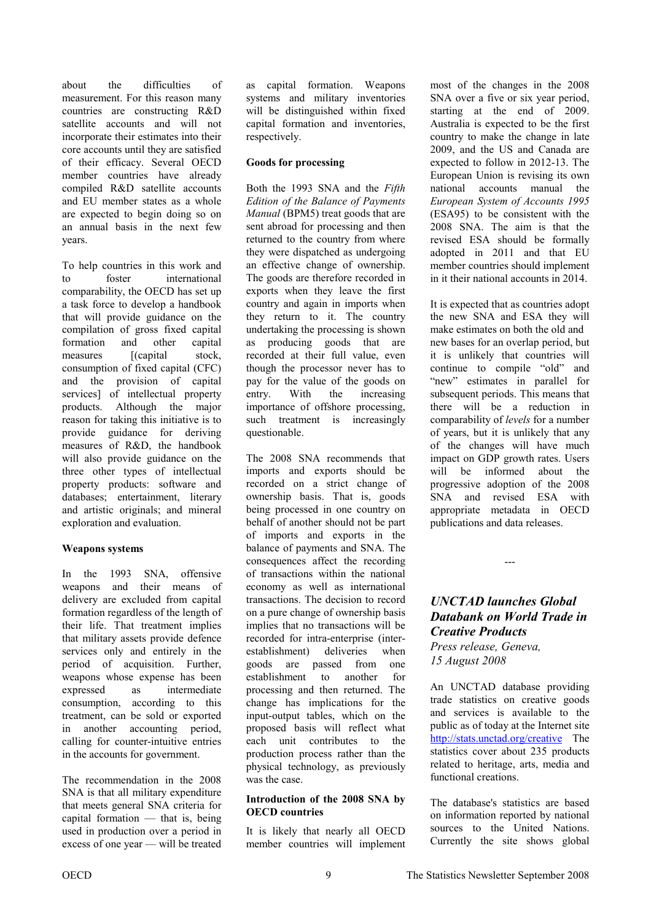about the difficulties of measurement. For this reason many countries are constructing R&D satellite accounts and will not incorporate their estimates into their core accounts until they are satisfied of their efficacy. Several OECD member countries have already compiled R&D satellite accounts and EU member states as a whole are expected to begin doing so on an annual basis in the next few years.

To help countries in this work and to foster international comparability, the OECD has set up a task force to develop a handbook that will provide guidance on the compilation of gross fixed capital formation and other capital measures [(capital stock, consumption of fixed capital (CFC) and the provision of capital services] of intellectual property products. Although the major reason for taking this initiative is to provide guidance for deriving measures of R&D, the handbook will also provide guidance on the three other types of intellectual property products: software and databases; entertainment, literary and artistic originals; and mineral exploration and evaluation.

**Weapons systems**

In the 1993 SNA, offensive weapons and their means of delivery are excluded from capital formation regardless of the length of their life. That treatment implies that military assets provide defence services only and entirely in the period of acquisition. Further, weapons whose expense has been expressed as intermediate consumption, according to this treatment, can be sold or exported in another accounting period, calling for counter-intuitive entries in the accounts for government.

The recommendation in the 2008 SNA is that all military expenditure that meets general SNA criteria for capital formation — that is, being used in production over a period in excess of one year — will be treated as capital formation. Weapons systems and military inventories will be distinguished within fixed capital formation and inventories, respectively.

**Goods for processing**

Both the 1993 SNA and the *Fifth Edition of the Balance of Payments Manual* (BPM5) treat goods that are sent abroad for processing and then returned to the country from where they were dispatched as undergoing an effective change of ownership. The goods are therefore recorded in exports when they leave the first country and again in imports when they return to it. The country undertaking the processing is shown as producing goods that are recorded at their full value, even though the processor never has to pay for the value of the goods on entry. With the increasing importance of offshore processing, such treatment is increasingly questionable.

The 2008 SNA recommends that imports and exports should be recorded on a strict change of ownership basis. That is, goods being processed in one country on behalf of another should not be part of imports and exports in the balance of payments and SNA. The consequences affect the recording of transactions within the national economy as well as international transactions. The decision to record on a pure change of ownership basis implies that no transactions will be recorded for intra-enterprise (inter-establishment) deliveries when goods are passed from one establishment to another for processing and then returned. The change has implications for the input-output tables, which on the proposed basis will reflect what each unit contributes to the production process rather than the physical technology, as previously was the case.

**Introduction of the 2008 SNA by OECD countries**

It is likely that nearly all OECD member countries will implement most of the changes in the 2008 SNA over a five or six year period, starting at the end of 2009. Australia is expected to be the first country to make the change in late 2009, and the US and Canada are expected to follow in 2012-13. The European Union is revising its own national accounts manual the *European System of Accounts 1995* (ESA95) to be consistent with the 2008 SNA. The aim is that the revised ESA should be formally adopted in 2011 and that EU member countries should implement in it their national accounts in 2014.

It is expected that as countries adopt the new SNA and ESA they will make estimates on both the old and new bases for an overlap period, but it is unlikely that countries will continue to compile "old" and "new" estimates in parallel for subsequent periods. This means that there will be a reduction in comparability of *levels* for a number of years, but it is unlikely that any of the changes will have much impact on GDP growth rates. Users will be informed about the progressive adoption of the 2008 SNA and revised ESA with appropriate metadata in OECD publications and data releases.

---

## *UNCTAD launches Global Databank on World Trade in Creative Products*

*Press release, Geneva, 15 August 2008*

An UNCTAD database providing trade statistics on creative goods and services is available to the public as of today at the Internet site http://stats.unctad.org/creative The statistics cover about 235 products related to heritage, arts, media and functional creations.

The database's statistics are based on information reported by national sources to the United Nations. Currently the site shows global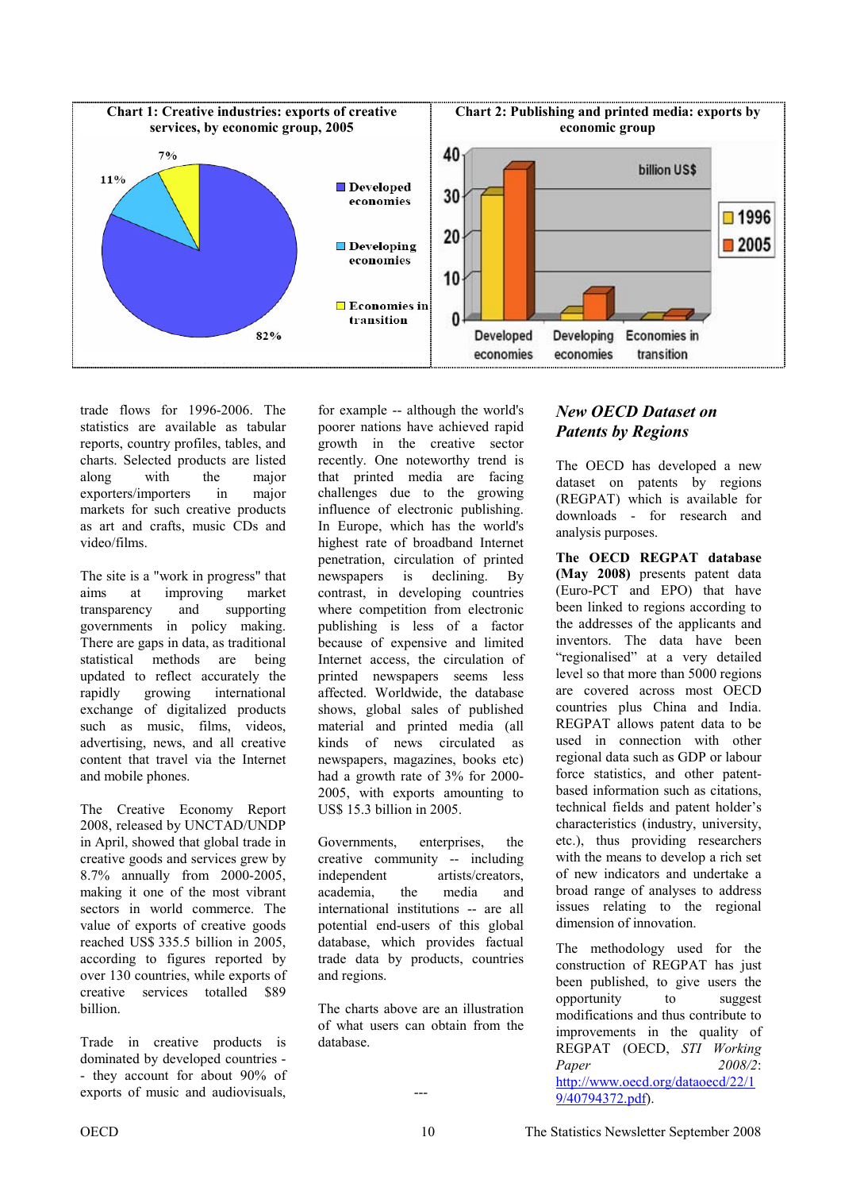**Chart 1: Creative industries: exports of creative services, by economic group, 2005**

Developed economies 82%, Developing economies 11%, Economies in transition 7%

**Chart 2: Publishing and printed media: exports by economic group**

billion US$ — 1996, 2005 — Developed economies, Developing economies, Economies in transition

trade flows for 1996-2006. The statistics are available as tabular reports, country profiles, tables, and charts. Selected products are listed along with the major exporters/importers in major markets for such creative products as art and crafts, music CDs and video/films.

The site is a "work in progress" that aims at improving market transparency and supporting governments in policy making. There are gaps in data, as traditional statistical methods are being updated to reflect accurately the rapidly growing international exchange of digitalized products such as music, films, videos, advertising, news, and all creative content that travel via the Internet and mobile phones.

The Creative Economy Report 2008, released by UNCTAD/UNDP in April, showed that global trade in creative goods and services grew by 8.7% annually from 2000-2005, making it one of the most vibrant sectors in world commerce. The value of exports of creative goods reached US$ 335.5 billion in 2005, according to figures reported by over 130 countries, while exports of creative services totalled $89 billion.

Trade in creative products is dominated by developed countries -- they account for about 90% of exports of music and audiovisuals, for example -- although the world's poorer nations have achieved rapid growth in the creative sector recently. One noteworthy trend is that printed media are facing challenges due to the growing influence of electronic publishing. In Europe, which has the world's highest rate of broadband Internet penetration, circulation of printed newspapers is declining. By contrast, in developing countries where competition from electronic publishing is less of a factor because of expensive and limited Internet access, the circulation of printed newspapers seems less affected. Worldwide, the database shows, global sales of published material and printed media (all kinds of news circulated as newspapers, magazines, books etc) had a growth rate of 3% for 2000-2005, with exports amounting to US$ 15.3 billion in 2005.

Governments, enterprises, the creative community -- including independent artists/creators, academia, the media and international institutions -- are all potential end-users of this global database, which provides factual trade data by products, countries and regions.

The charts above are an illustration of what users can obtain from the database.

---

## *New OECD Dataset on Patents by Regions*

The OECD has developed a new dataset on patents by regions (REGPAT) which is available for downloads - for research and analysis purposes.

**The OECD REGPAT database (May 2008)** presents patent data (Euro-PCT and EPO) that have been linked to regions according to the addresses of the applicants and inventors. The data have been "regionalised" at a very detailed level so that more than 5000 regions are covered across most OECD countries plus China and India. REGPAT allows patent data to be used in connection with other regional data such as GDP or labour force statistics, and other patent-based information such as citations, technical fields and patent holder's characteristics (industry, university, etc.), thus providing researchers with the means to develop a rich set of new indicators and undertake a broad range of analyses to address issues relating to the regional dimension of innovation.

The methodology used for the construction of REGPAT has just been published, to give users the opportunity to suggest modifications and thus contribute to improvements in the quality of REGPAT (OECD, *STI Working Paper 2008/2*: http://www.oecd.org/dataoecd/22/19/40794372.pdf).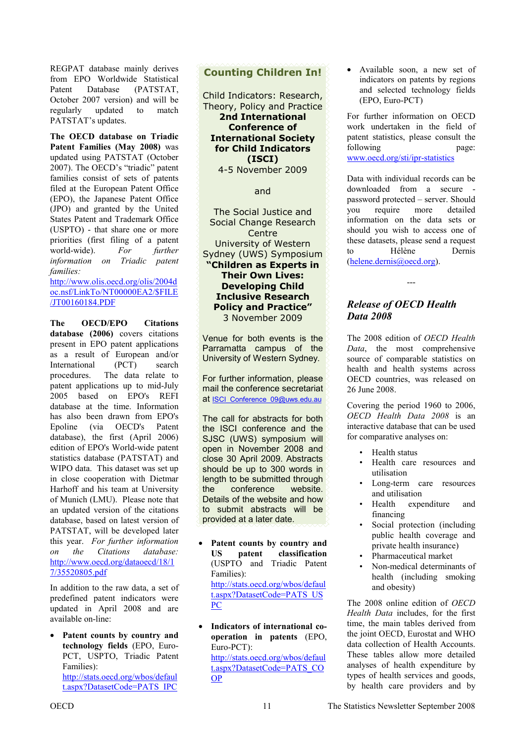REGPAT database mainly derives from EPO Worldwide Statistical Patent Database (PATSTAT, October 2007 version) and will be regularly updated to match PATSTAT's updates.

**The OECD database on Triadic Patent Families (May 2008)** was updated using PATSTAT (October 2007). The OECD's "triadic" patent families consist of sets of patents filed at the European Patent Office (EPO), the Japanese Patent Office (JPO) and granted by the United States Patent and Trademark Office (USPTO) - that share one or more priorities (first filing of a patent world-wide). *For further information on Triadic patent families:* http://www.olis.oecd.org/olis/2004doc.nsf/LinkTo/NT00000EA2/$FILE/JT00160184.PDF

**The OECD/EPO Citations database (2006)** covers citations present in EPO patent applications as a result of European and/or International (PCT) search procedures. The data relate to patent applications up to mid-July 2005 based on EPO's REFI database at the time. Information has also been drawn from EPO's Epoline (via OECD's Patent database), the first (April 2006) edition of EPO's World-wide patent statistics database (PATSTAT) and WIPO data. This dataset was set up in close cooperation with Dietmar Harhoff and his team at University of Munich (LMU). Please note that an updated version of the citations database, based on latest version of PATSTAT, will be developed later this year. *For further information on the Citations database:* http://www.oecd.org/dataoecd/18/17/35520805.pdf

In addition to the raw data, a set of predefined patent indicators were updated in April 2008 and are available on-line:

- **Patent counts by country and technology fields** (EPO, Euro-PCT, USPTO, Triadic Patent Families): http://stats.oecd.org/wbos/default.aspx?DatasetCode=PATS_IPC
- **Patent counts by country and US patent classification** (USPTO and Triadic Patent Families): http://stats.oecd.org/wbos/default.aspx?DatasetCode=PATS_USPC
- **Indicators of international co-operation in patents** (EPO, Euro-PCT): http://stats.oecd.org/wbos/default.aspx?DatasetCode=PATS_COOP
- Available soon, a new set of indicators on patents by regions and selected technology fields (EPO, Euro-PCT)

For further information on OECD work undertaken in the field of patent statistics, please consult the following page: www.oecd.org/sti/ipr-statistics

Data with individual records can be downloaded from a secure - password protected – server. Should you require more detailed information on the data sets or should you wish to access one of these datasets, please send a request to Hélène Dernis (helene.dernis@oecd.org).

---

## Counting Children In!

Child Indicators: Research, Theory, Policy and Practice
**2nd International Conference of International Society for Child Indicators (ISCI)**
4-5 November 2009

and

The Social Justice and Social Change Research Centre
University of Western Sydney (UWS) Symposium
**"Children as Experts in Their Own Lives: Developing Child Inclusive Research Policy and Practice"**
3 November 2009

Venue for both events is the Parramatta campus of the University of Western Sydney.

For further information, please mail the conference secretariat at ISCI_Conference_09@uws.edu.au

The call for abstracts for both the ISCI conference and the SJSC (UWS) symposium will open in November 2008 and close 30 April 2009. Abstracts should be up to 300 words in length to be submitted through the conference website. Details of the website and how to submit abstracts will be provided at a later date.

## *Release of OECD Health Data 2008*

The 2008 edition of *OECD Health Data*, the most comprehensive source of comparable statistics on health and health systems across OECD countries, was released on 26 June 2008.

Covering the period 1960 to 2006, *OECD Health Data 2008* is an interactive database that can be used for comparative analyses on:

- Health status
- Health care resources and utilisation
- Long-term care resources and utilisation
- Health expenditure and financing
- Social protection (including public health coverage and private health insurance)
- Pharmaceutical market
- Non-medical determinants of health (including smoking and obesity)

The 2008 online edition of *OECD Health Data* includes, for the first time, the main tables derived from the joint OECD, Eurostat and WHO data collection of Health Accounts. These tables allow more detailed analyses of health expenditure by types of health services and goods, by health care providers and by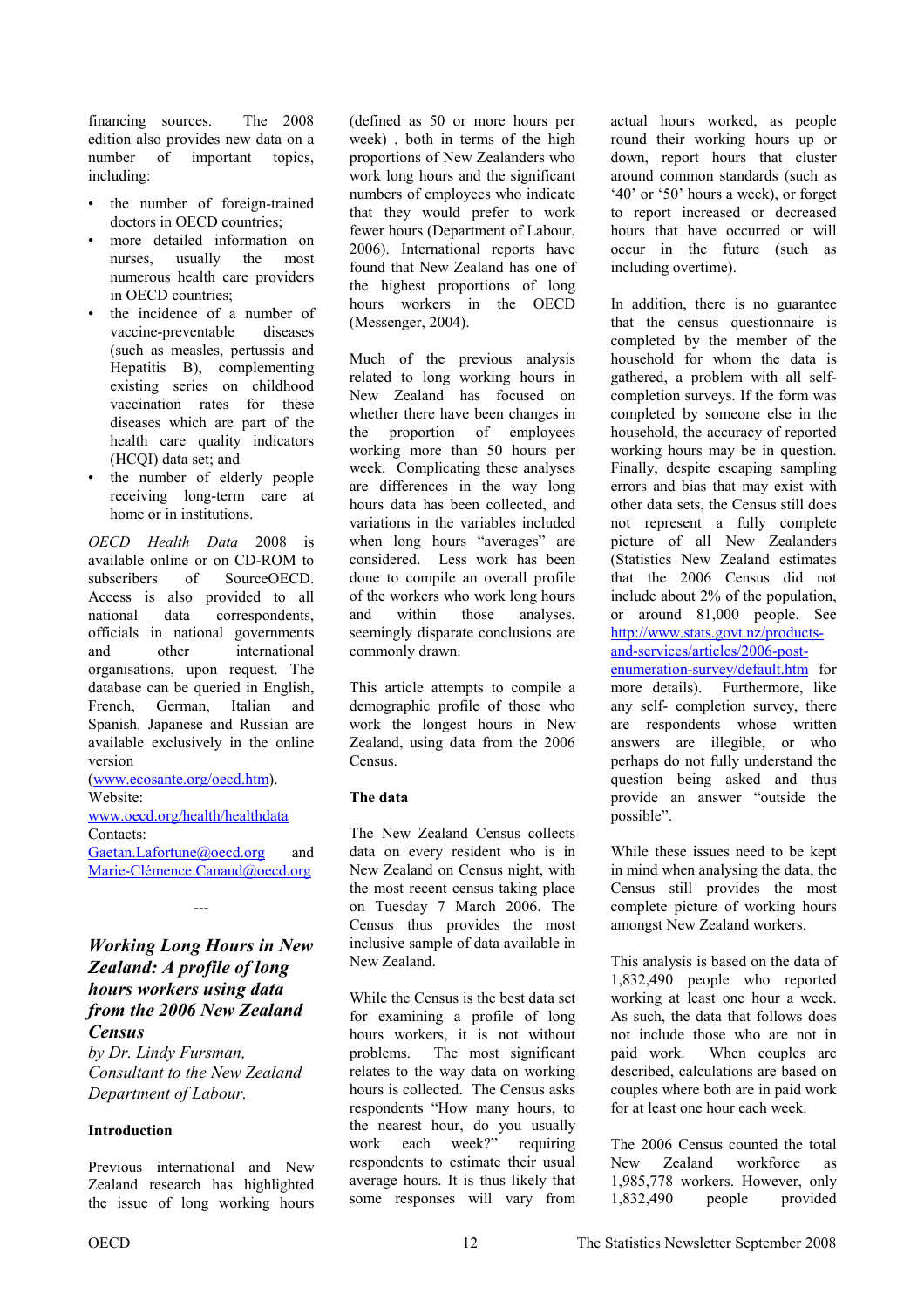financing sources. The 2008 edition also provides new data on a number of important topics, including:

- the number of foreign-trained doctors in OECD countries;
- more detailed information on nurses, usually the most numerous health care providers in OECD countries;
- the incidence of a number of vaccine-preventable diseases (such as measles, pertussis and Hepatitis B), complementing existing series on childhood vaccination rates for these diseases which are part of the health care quality indicators (HCQI) data set; and
- the number of elderly people receiving long-term care at home or in institutions.

*OECD Health Data 2008* is available online or on CD-ROM to subscribers of SourceOECD. Access is also provided to all national data correspondents, officials in national governments and other international organisations, upon request. The database can be queried in English, French, German, Italian and Spanish. Japanese and Russian are available exclusively in the online version (www.ecosante.org/oecd.htm).
Website: www.oecd.org/health/healthdata
Contacts: Gaetan.Lafortune@oecd.org and Marie-Clémence.Canaud@oecd.org

---

## *Working Long Hours in New Zealand: A profile of long hours workers using data from the 2006 New Zealand Census*

*by Dr. Lindy Fursman, Consultant to the New Zealand Department of Labour.*

### Introduction

Previous international and New Zealand research has highlighted the issue of long working hours (defined as 50 or more hours per week) , both in terms of the high proportions of New Zealanders who work long hours and the significant numbers of employees who indicate that they would prefer to work fewer hours (Department of Labour, 2006). International reports have found that New Zealand has one of the highest proportions of long hours workers in the OECD (Messenger, 2004).

Much of the previous analysis related to long working hours in New Zealand has focused on whether there have been changes in the proportion of employees working more than 50 hours per week. Complicating these analyses are differences in the way long hours data has been collected, and variations in the variables included when long hours "averages" are considered. Less work has been done to compile an overall profile of the workers who work long hours and within those analyses, seemingly disparate conclusions are commonly drawn.

This article attempts to compile a demographic profile of those who work the longest hours in New Zealand, using data from the 2006 Census.

### The data

The New Zealand Census collects data on every resident who is in New Zealand on Census night, with the most recent census taking place on Tuesday 7 March 2006. The Census thus provides the most inclusive sample of data available in New Zealand.

While the Census is the best data set for examining a profile of long hours workers, it is not without problems. The most significant relates to the way data on working hours is collected. The Census asks respondents "How many hours, to the nearest hour, do you usually work each week?" requiring respondents to estimate their usual average hours. It is thus likely that some responses will vary from actual hours worked, as people round their working hours up or down, report hours that cluster around common standards (such as '40' or '50' hours a week), or forget to report increased or decreased hours that have occurred or will occur in the future (such as including overtime).

In addition, there is no guarantee that the census questionnaire is completed by the member of the household for whom the data is gathered, a problem with all self-completion surveys. If the form was completed by someone else in the household, the accuracy of reported working hours may be in question. Finally, despite escaping sampling errors and bias that may exist with other data sets, the Census still does not represent a fully complete picture of all New Zealanders (Statistics New Zealand estimates that the 2006 Census did not include about 2% of the population, or around 81,000 people. See http://www.stats.govt.nz/products-and-services/articles/2006-post-enumeration-survey/default.htm for more details). Furthermore, like any self- completion survey, there are respondents whose written answers are illegible, or who perhaps do not fully understand the question being asked and thus provide an answer "outside the possible".

While these issues need to be kept in mind when analysing the data, the Census still provides the most complete picture of working hours amongst New Zealand workers.

This analysis is based on the data of 1,832,490 people who reported working at least one hour a week. As such, the data that follows does not include those who are not in paid work. When couples are described, calculations are based on couples where both are in paid work for at least one hour each week.

The 2006 Census counted the total New Zealand workforce as 1,985,778 workers. However, only 1,832,490 people provided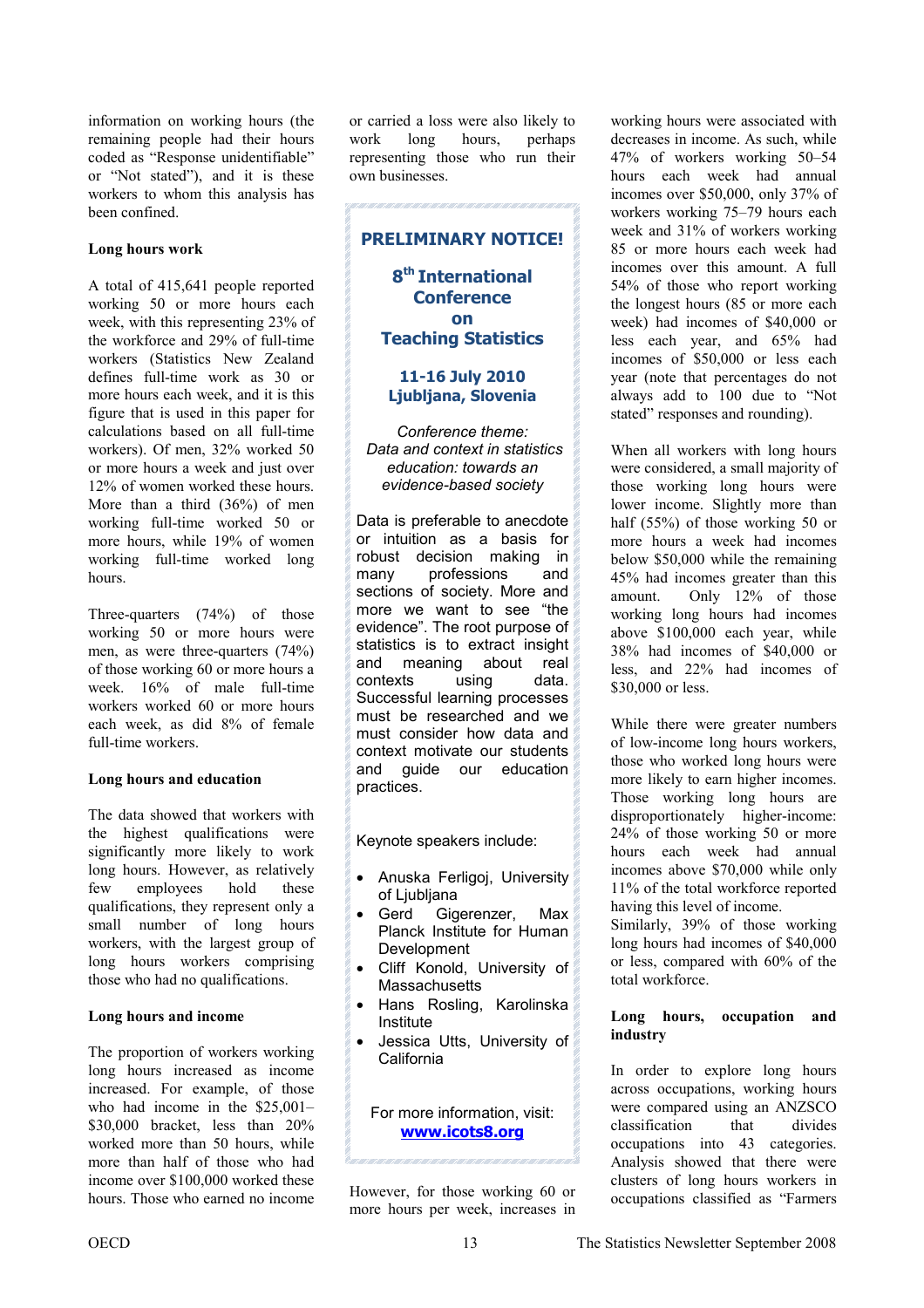information on working hours (the remaining people had their hours coded as "Response unidentifiable" or "Not stated"), and it is these workers to whom this analysis has been confined.

**Long hours work**

A total of 415,641 people reported working 50 or more hours each week, with this representing 23% of the workforce and 29% of full-time workers (Statistics New Zealand defines full-time work as 30 or more hours each week, and it is this figure that is used in this paper for calculations based on all full-time workers). Of men, 32% worked 50 or more hours a week and just over 12% of women worked these hours. More than a third (36%) of men working full-time worked 50 or more hours, while 19% of women working full-time worked long hours.

Three-quarters (74%) of those working 50 or more hours were men, as were three-quarters (74%) of those working 60 or more hours a week. 16% of male full-time workers worked 60 or more hours each week, as did 8% of female full-time workers.

**Long hours and education**

The data showed that workers with the highest qualifications were significantly more likely to work long hours. However, as relatively few employees hold these qualifications, they represent only a small number of long hours workers, with the largest group of long hours workers comprising those who had no qualifications.

**Long hours and income**

The proportion of workers working long hours increased as income increased. For example, of those who had income in the $25,001–$30,000 bracket, less than 20% worked more than 50 hours, while more than half of those who had income over $100,000 worked these hours. Those who earned no income or carried a loss were also likely to work long hours, perhaps representing those who run their own businesses.

**PRELIMINARY NOTICE!**

**8th International Conference on Teaching Statistics**

**11-16 July 2010**
**Ljubljana, Slovenia**

*Conference theme:*
*Data and context in statistics education: towards an evidence-based society*

Data is preferable to anecdote or intuition as a basis for robust decision making in many professions and sections of society. More and more we want to see "the evidence". The root purpose of statistics is to extract insight and meaning about real contexts using data. Successful learning processes must be researched and we must consider how data and context motivate our students and guide our education practices.

Keynote speakers include:

- Anuska Ferligoj, University of Ljubljana
- Gerd Gigerenzer, Max Planck Institute for Human Development
- Cliff Konold, University of Massachusetts
- Hans Rosling, Karolinska Institute
- Jessica Utts, University of California

For more information, visit: **www.icots8.org**

However, for those working 60 or more hours per week, increases in working hours were associated with decreases in income. As such, while 47% of workers working 50–54 hours each week had annual incomes over $50,000, only 37% of workers working 75–79 hours each week and 31% of workers working 85 or more hours each week had incomes over this amount. A full 54% of those who report working the longest hours (85 or more each week) had incomes of $40,000 or less each year, and 65% had incomes of $50,000 or less each year (note that percentages do not always add to 100 due to "Not stated" responses and rounding).

When all workers with long hours were considered, a small majority of those working long hours were lower income. Slightly more than half (55%) of those working 50 or more hours a week had incomes below $50,000 while the remaining 45% had incomes greater than this amount. Only 12% of those working long hours had incomes above $100,000 each year, while 38% had incomes of $40,000 or less, and 22% had incomes of $30,000 or less.

While there were greater numbers of low-income long hours workers, those who worked long hours were more likely to earn higher incomes. Those working long hours are disproportionately higher-income: 24% of those working 50 or more hours each week had annual incomes above $70,000 while only 11% of the total workforce reported having this level of income. Similarly, 39% of those working long hours had incomes of $40,000 or less, compared with 60% of the total workforce.

**Long hours, occupation and industry**

In order to explore long hours across occupations, working hours were compared using an ANZSCO classification that divides occupations into 43 categories. Analysis showed that there were clusters of long hours workers in occupations classified as "Farmers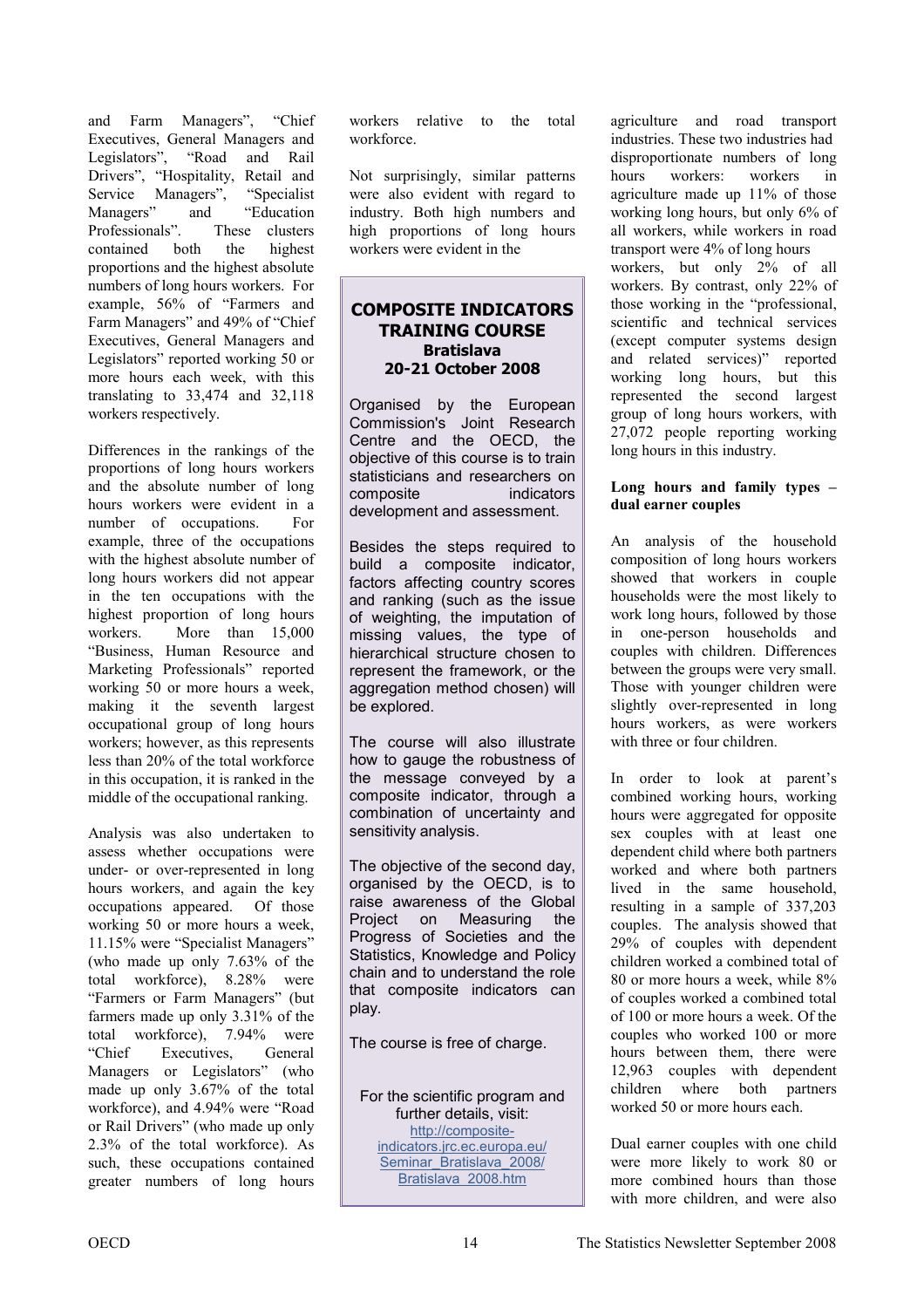and Farm Managers", "Chief Executives, General Managers and Legislators", "Road and Rail Drivers", "Hospitality, Retail and Service Managers", "Specialist Managers" and "Education Professionals". These clusters contained both the highest proportions and the highest absolute numbers of long hours workers. For example, 56% of "Farmers and Farm Managers" and 49% of "Chief Executives, General Managers and Legislators" reported working 50 or more hours each week, with this translating to 33,474 and 32,118 workers respectively.

Differences in the rankings of the proportions of long hours workers and the absolute number of long hours workers were evident in a number of occupations. For example, three of the occupations with the highest absolute number of long hours workers did not appear in the ten occupations with the highest proportion of long hours workers. More than 15,000 "Business, Human Resource and Marketing Professionals" reported working 50 or more hours a week, making it the seventh largest occupational group of long hours workers; however, as this represents less than 20% of the total workforce in this occupation, it is ranked in the middle of the occupational ranking.

Analysis was also undertaken to assess whether occupations were under- or over-represented in long hours workers, and again the key occupations appeared. Of those working 50 or more hours a week, 11.15% were "Specialist Managers" (who made up only 7.63% of the total workforce), 8.28% were "Farmers or Farm Managers" (but farmers made up only 3.31% of the total workforce), 7.94% were "Chief Executives, General Managers or Legislators" (who made up only 3.67% of the total workforce), and 4.94% were "Road or Rail Drivers" (who made up only 2.3% of the total workforce). As such, these occupations contained greater numbers of long hours workers relative to the total workforce.

Not surprisingly, similar patterns were also evident with regard to industry. Both high numbers and high proportions of long hours workers were evident in the agriculture and road transport industries. These two industries had disproportionate numbers of long hours workers: workers in agriculture made up 11% of those working long hours, but only 6% of all workers, while workers in road transport were 4% of long hours workers, but only 2% of all workers. By contrast, only 22% of those working in the "professional, scientific and technical services (except computer systems design and related services)" reported working long hours, but this represented the second largest group of long hours workers, with 27,072 people reporting working long hours in this industry.

**Long hours and family types – dual earner couples**

An analysis of the household composition of long hours workers showed that workers in couple households were the most likely to work long hours, followed by those in one-person households and couples with children. Differences between the groups were very small. Those with younger children were slightly over-represented in long hours workers, as were workers with three or four children.

In order to look at parent's combined working hours, working hours were aggregated for opposite sex couples with at least one dependent child where both partners worked and where both partners lived in the same household, resulting in a sample of 337,203 couples. The analysis showed that 29% of couples with dependent children worked a combined total of 80 or more hours a week, while 8% of couples worked a combined total of 100 or more hours a week. Of the couples who worked 100 or more hours between them, there were 12,963 couples with dependent children where both partners worked 50 or more hours each.

Dual earner couples with one child were more likely to work 80 or more combined hours than those with more children, and were also

---

## COMPOSITE INDICATORS TRAINING COURSE
### Bratislava
### 20-21 October 2008

Organised by the European Commission's Joint Research Centre and the OECD, the objective of this course is to train statisticians and researchers on composite indicators development and assessment.

Besides the steps required to build a composite indicator, factors affecting country scores and ranking (such as the issue of weighting, the imputation of missing values, the type of hierarchical structure chosen to represent the framework, or the aggregation method chosen) will be explored.

The course will also illustrate how to gauge the robustness of the message conveyed by a composite indicator, through a combination of uncertainty and sensitivity analysis.

The objective of the second day, organised by the OECD, is to raise awareness of the Global Project on Measuring the Progress of Societies and the Statistics, Knowledge and Policy chain and to understand the role that composite indicators can play.

The course is free of charge.

For the scientific program and further details, visit: http://composite-indicators.jrc.ec.europa.eu/Seminar_Bratislava_2008/Bratislava_2008.htm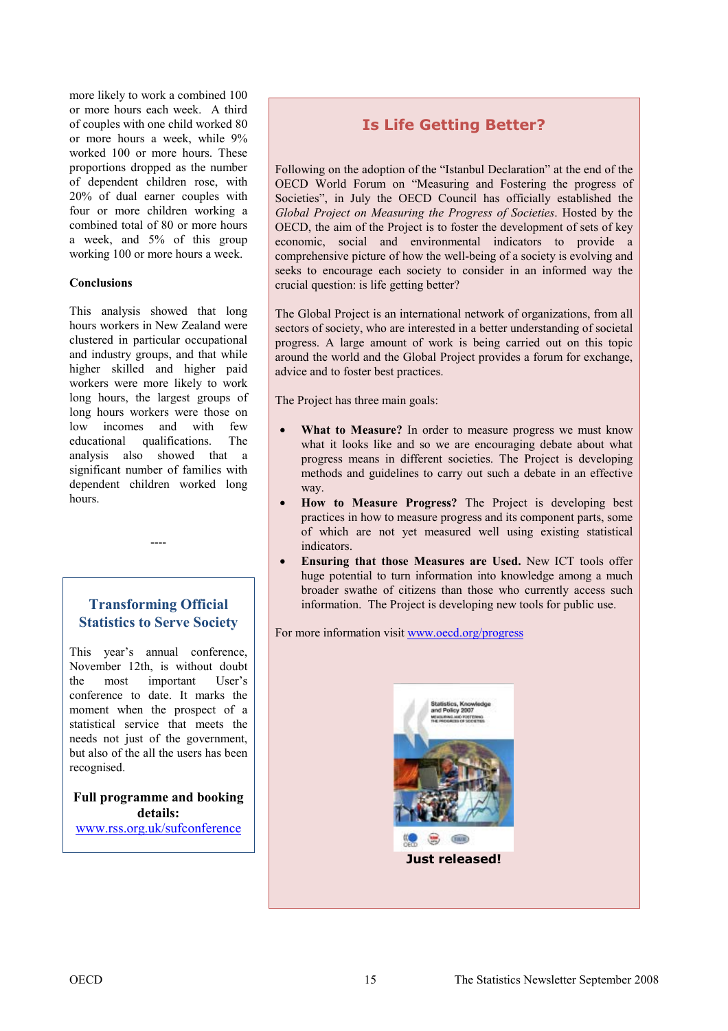more likely to work a combined 100 or more hours each week. A third of couples with one child worked 80 or more hours a week, while 9% worked 100 or more hours. These proportions dropped as the number of dependent children rose, with 20% of dual earner couples with four or more children working a combined total of 80 or more hours a week, and 5% of this group working 100 or more hours a week.

**Conclusions**

This analysis showed that long hours workers in New Zealand were clustered in particular occupational and industry groups, and that while higher skilled and higher paid workers were more likely to work long hours, the largest groups of long hours workers were those on low incomes and with few educational qualifications. The analysis also showed that a significant number of families with dependent children worked long hours.

----

## Transforming Official Statistics to Serve Society

This year's annual conference, November 12th, is without doubt the most important User's conference to date. It marks the moment when the prospect of a statistical service that meets the needs not just of the government, but also of the all the users has been recognised.

**Full programme and booking details:**
www.rss.org.uk/sufconference

## Is Life Getting Better?

Following on the adoption of the "Istanbul Declaration" at the end of the OECD World Forum on "Measuring and Fostering the progress of Societies", in July the OECD Council has officially established the *Global Project on Measuring the Progress of Societies*. Hosted by the OECD, the aim of the Project is to foster the development of sets of key economic, social and environmental indicators to provide a comprehensive picture of how the well-being of a society is evolving and seeks to encourage each society to consider in an informed way the crucial question: is life getting better?

The Global Project is an international network of organizations, from all sectors of society, who are interested in a better understanding of societal progress. A large amount of work is being carried out on this topic around the world and the Global Project provides a forum for exchange, advice and to foster best practices.

The Project has three main goals:

- **What to Measure?** In order to measure progress we must know what it looks like and so we are encouraging debate about what progress means in different societies. The Project is developing methods and guidelines to carry out such a debate in an effective way.
- **How to Measure Progress?** The Project is developing best practices in how to measure progress and its component parts, some of which are not yet measured well using existing statistical indicators.
- **Ensuring that those Measures are Used.** New ICT tools offer huge potential to turn information into knowledge among a much broader swathe of citizens than those who currently access such information. The Project is developing new tools for public use.

For more information visit www.oecd.org/progress

**Just released!**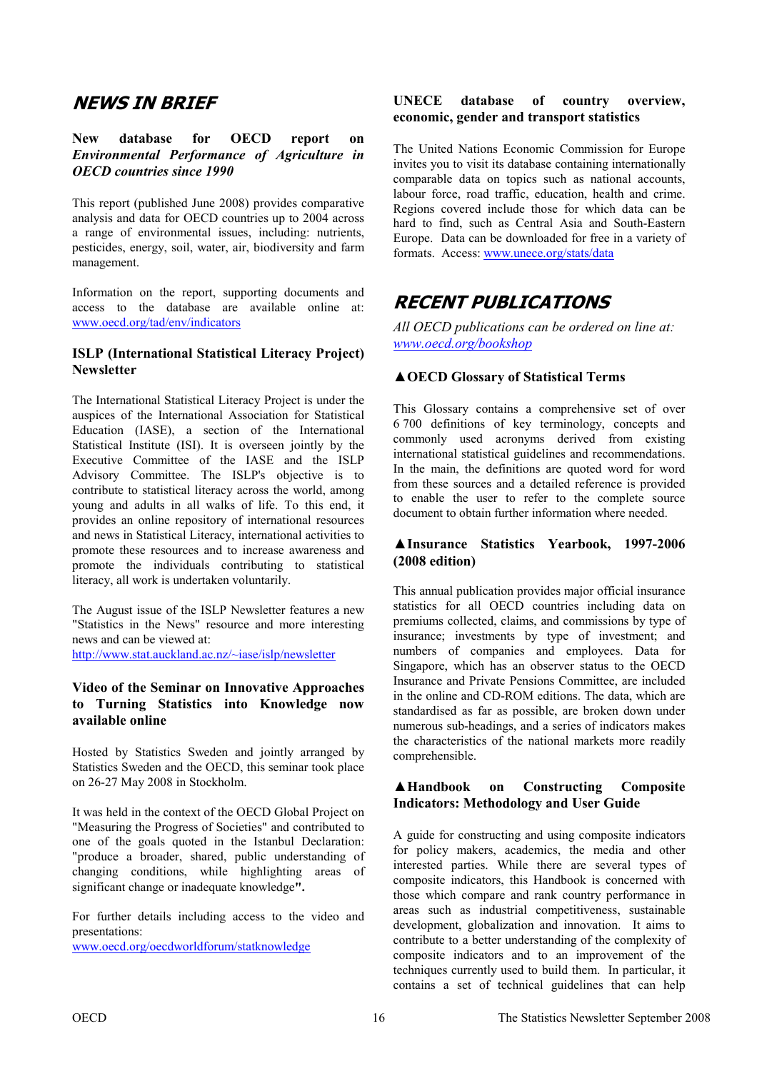## NEWS IN BRIEF

### New database for OECD report on *Environmental Performance of Agriculture in OECD countries since 1990*

This report (published June 2008) provides comparative analysis and data for OECD countries up to 2004 across a range of environmental issues, including: nutrients, pesticides, energy, soil, water, air, biodiversity and farm management.

Information on the report, supporting documents and access to the database are available online at: www.oecd.org/tad/env/indicators

### ISLP (International Statistical Literacy Project) Newsletter

The International Statistical Literacy Project is under the auspices of the International Association for Statistical Education (IASE), a section of the International Statistical Institute (ISI). It is overseen jointly by the Executive Committee of the IASE and the ISLP Advisory Committee. The ISLP's objective is to contribute to statistical literacy across the world, among young and adults in all walks of life. To this end, it provides an online repository of international resources and news in Statistical Literacy, international activities to promote these resources and to increase awareness and promote the individuals contributing to statistical literacy, all work is undertaken voluntarily.

The August issue of the ISLP Newsletter features a new "Statistics in the News" resource and more interesting news and can be viewed at:
http://www.stat.auckland.ac.nz/~iase/islp/newsletter

### Video of the Seminar on Innovative Approaches to Turning Statistics into Knowledge now available online

Hosted by Statistics Sweden and jointly arranged by Statistics Sweden and the OECD, this seminar took place on 26-27 May 2008 in Stockholm.

It was held in the context of the OECD Global Project on "Measuring the Progress of Societies" and contributed to one of the goals quoted in the Istanbul Declaration: "produce a broader, shared, public understanding of changing conditions, while highlighting areas of significant change or inadequate knowledge**".**

For further details including access to the video and presentations:
www.oecd.org/oecdworldforum/statknowledge

### UNECE database of country overview, economic, gender and transport statistics

The United Nations Economic Commission for Europe invites you to visit its database containing internationally comparable data on topics such as national accounts, labour force, road traffic, education, health and crime. Regions covered include those for which data can be hard to find, such as Central Asia and South-Eastern Europe. Data can be downloaded for free in a variety of formats. Access: www.unece.org/stats/data

## RECENT PUBLICATIONS

*All OECD publications can be ordered on line at: www.oecd.org/bookshop*

### ▲OECD Glossary of Statistical Terms

This Glossary contains a comprehensive set of over 6 700 definitions of key terminology, concepts and commonly used acronyms derived from existing international statistical guidelines and recommendations. In the main, the definitions are quoted word for word from these sources and a detailed reference is provided to enable the user to refer to the complete source document to obtain further information where needed.

### ▲Insurance Statistics Yearbook, 1997-2006 (2008 edition)

This annual publication provides major official insurance statistics for all OECD countries including data on premiums collected, claims, and commissions by type of insurance; investments by type of investment; and numbers of companies and employees. Data for Singapore, which has an observer status to the OECD Insurance and Private Pensions Committee, are included in the online and CD-ROM editions. The data, which are standardised as far as possible, are broken down under numerous sub-headings, and a series of indicators makes the characteristics of the national markets more readily comprehensible.

### ▲Handbook on Constructing Composite Indicators: Methodology and User Guide

A guide for constructing and using composite indicators for policy makers, academics, the media and other interested parties. While there are several types of composite indicators, this Handbook is concerned with those which compare and rank country performance in areas such as industrial competitiveness, sustainable development, globalization and innovation. It aims to contribute to a better understanding of the complexity of composite indicators and to an improvement of the techniques currently used to build them. In particular, it contains a set of technical guidelines that can help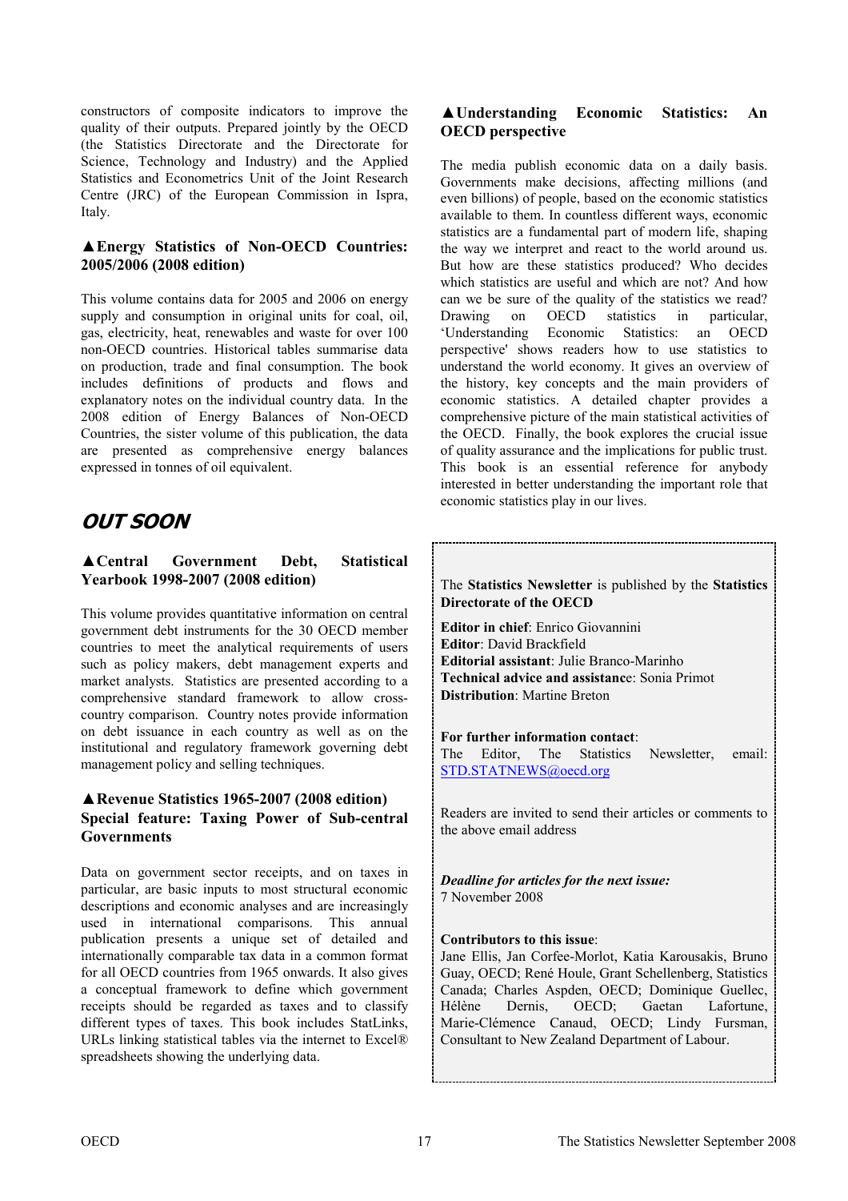constructors of composite indicators to improve the quality of their outputs. Prepared jointly by the OECD (the Statistics Directorate and the Directorate for Science, Technology and Industry) and the Applied Statistics and Econometrics Unit of the Joint Research Centre (JRC) of the European Commission in Ispra, Italy.

### ▲Energy Statistics of Non-OECD Countries: 2005/2006 (2008 edition)

This volume contains data for 2005 and 2006 on energy supply and consumption in original units for coal, oil, gas, electricity, heat, renewables and waste for over 100 non-OECD countries. Historical tables summarise data on production, trade and final consumption. The book includes definitions of products and flows and explanatory notes on the individual country data. In the 2008 edition of Energy Balances of Non-OECD Countries, the sister volume of this publication, the data are presented as comprehensive energy balances expressed in tonnes of oil equivalent.

## *OUT SOON*

### ▲Central Government Debt, Statistical Yearbook 1998-2007 (2008 edition)

This volume provides quantitative information on central government debt instruments for the 30 OECD member countries to meet the analytical requirements of users such as policy makers, debt management experts and market analysts. Statistics are presented according to a comprehensive standard framework to allow cross-country comparison. Country notes provide information on debt issuance in each country as well as on the institutional and regulatory framework governing debt management policy and selling techniques.

### ▲Revenue Statistics 1965-2007 (2008 edition) Special feature: Taxing Power of Sub-central Governments

Data on government sector receipts, and on taxes in particular, are basic inputs to most structural economic descriptions and economic analyses and are increasingly used in international comparisons. This annual publication presents a unique set of detailed and internationally comparable tax data in a common format for all OECD countries from 1965 onwards. It also gives a conceptual framework to define which government receipts should be regarded as taxes and to classify different types of taxes. This book includes StatLinks, URLs linking statistical tables via the internet to Excel® spreadsheets showing the underlying data.

### ▲Understanding Economic Statistics: An OECD perspective

The media publish economic data on a daily basis. Governments make decisions, affecting millions (and even billions) of people, based on the economic statistics available to them. In countless different ways, economic statistics are a fundamental part of modern life, shaping the way we interpret and react to the world around us. But how are these statistics produced? Who decides which statistics are useful and which are not? And how can we be sure of the quality of the statistics we read? Drawing on OECD statistics in particular, 'Understanding Economic Statistics: an OECD perspective' shows readers how to use statistics to understand the world economy. It gives an overview of the history, key concepts and the main providers of economic statistics. A detailed chapter provides a comprehensive picture of the main statistical activities of the OECD. Finally, the book explores the crucial issue of quality assurance and the implications for public trust. This book is an essential reference for anybody interested in better understanding the important role that economic statistics play in our lives.

---

The **Statistics Newsletter** is published by the **Statistics Directorate of the OECD**

**Editor in chief**: Enrico Giovannini
**Editor**: David Brackfield
**Editorial assistant**: Julie Branco-Marinho
**Technical advice and assistance**: Sonia Primot
**Distribution**: Martine Breton

**For further information contact**:
The Editor, The Statistics Newsletter, email: STD.STATNEWS@oecd.org

Readers are invited to send their articles or comments to the above email address

***Deadline for articles for the next issue:***
7 November 2008

**Contributors to this issue**:
Jane Ellis, Jan Corfee-Morlot, Katia Karousakis, Bruno Guay, OECD; René Houle, Grant Schellenberg, Statistics Canada; Charles Aspden, OECD; Dominique Guellec, Hélène Dernis, OECD; Gaetan Lafortune, Marie-Clémence Canaud, OECD; Lindy Fursman, Consultant to New Zealand Department of Labour.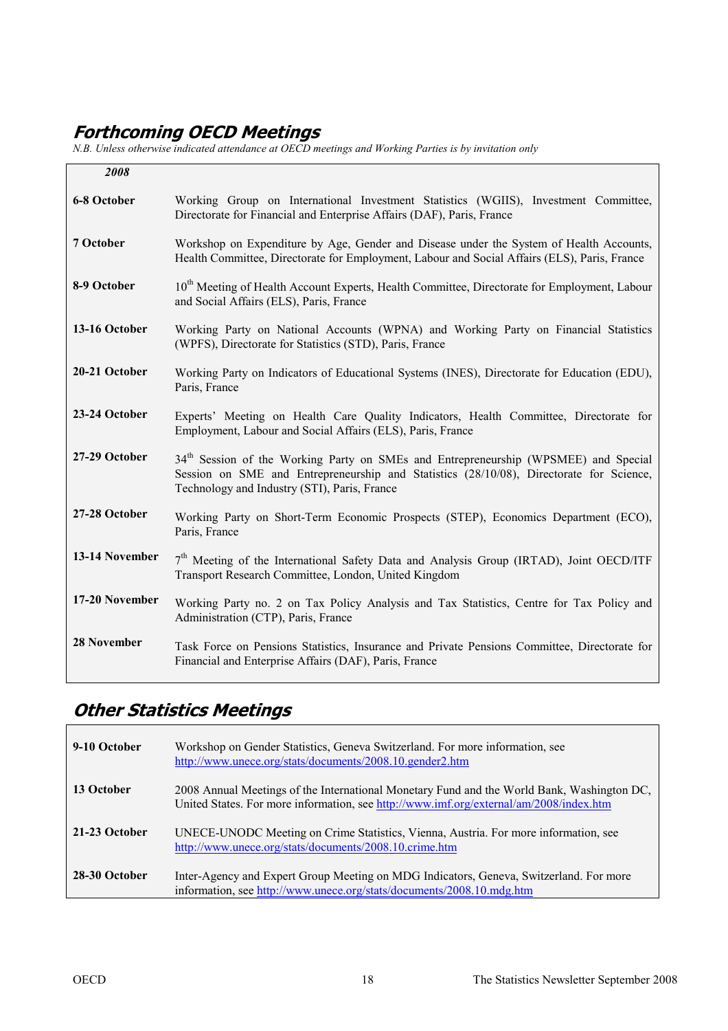## Forthcoming OECD Meetings

*N.B. Unless otherwise indicated attendance at OECD meetings and Working Parties is by invitation only*

| *2008* | |
|---|---|
| **6-8 October** | Working Group on International Investment Statistics (WGIIS), Investment Committee, Directorate for Financial and Enterprise Affairs (DAF), Paris, France |
| **7 October** | Workshop on Expenditure by Age, Gender and Disease under the System of Health Accounts, Health Committee, Directorate for Employment, Labour and Social Affairs (ELS), Paris, France |
| **8-9 October** | 10th Meeting of Health Account Experts, Health Committee, Directorate for Employment, Labour and Social Affairs (ELS), Paris, France |
| **13-16 October** | Working Party on National Accounts (WPNA) and Working Party on Financial Statistics (WPFS), Directorate for Statistics (STD), Paris, France |
| **20-21 October** | Working Party on Indicators of Educational Systems (INES), Directorate for Education (EDU), Paris, France |
| **23-24 October** | Experts' Meeting on Health Care Quality Indicators, Health Committee, Directorate for Employment, Labour and Social Affairs (ELS), Paris, France |
| **27-29 October** | 34th Session of the Working Party on SMEs and Entrepreneurship (WPSMEE) and Special Session on SME and Entrepreneurship and Statistics (28/10/08), Directorate for Science, Technology and Industry (STI), Paris, France |
| **27-28 October** | Working Party on Short-Term Economic Prospects (STEP), Economics Department (ECO), Paris, France |
| **13-14 November** | 7th Meeting of the International Safety Data and Analysis Group (IRTAD), Joint OECD/ITF Transport Research Committee, London, United Kingdom |
| **17-20 November** | Working Party no. 2 on Tax Policy Analysis and Tax Statistics, Centre for Tax Policy and Administration (CTP), Paris, France |
| **28 November** | Task Force on Pensions Statistics, Insurance and Private Pensions Committee, Directorate for Financial and Enterprise Affairs (DAF), Paris, France |

## Other Statistics Meetings

| | |
|---|---|
| **9-10 October** | Workshop on Gender Statistics, Geneva Switzerland. For more information, see http://www.unece.org/stats/documents/2008.10.gender2.htm |
| **13 October** | 2008 Annual Meetings of the International Monetary Fund and the World Bank, Washington DC, United States. For more information, see http://www.imf.org/external/am/2008/index.htm |
| **21-23 October** | UNECE-UNODC Meeting on Crime Statistics, Vienna, Austria. For more information, see http://www.unece.org/stats/documents/2008.10.crime.htm |
| **28-30 October** | Inter-Agency and Expert Group Meeting on MDG Indicators, Geneva, Switzerland. For more information, see http://www.unece.org/stats/documents/2008.10.mdg.htm |